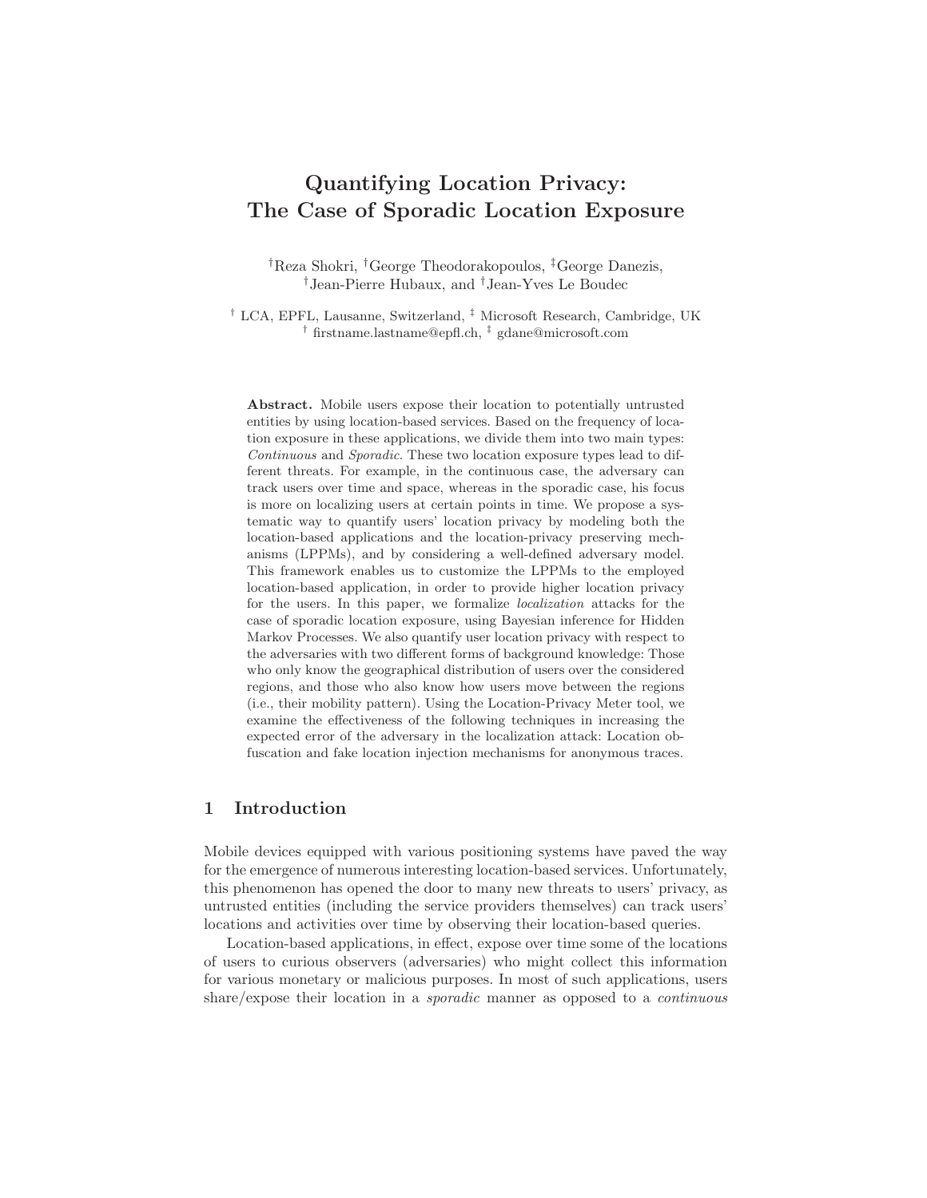# Quantifying Location Privacy: The Case of Sporadic Location Exposure

[†]Reza Shokri, [†]George Theodorakopoulos, [‡]George Danezis, [†]Jean-Pierre Hubaux, and [†]Jean-Yves Le Boudec

[†] LCA, EPFL, Lausanne, Switzerland, [‡] Microsoft Research, Cambridge, UK
[†] firstname.lastname@epfl.ch, [‡] gdane@microsoft.com

**Abstract.** Mobile users expose their location to potentially untrusted entities by using location-based services. Based on the frequency of location exposure in these applications, we divide them into two main types: *Continuous* and *Sporadic*. These two location exposure types lead to different threats. For example, in the continuous case, the adversary can track users over time and space, whereas in the sporadic case, his focus is more on localizing users at certain points in time. We propose a systematic way to quantify users' location privacy by modeling both the location-based applications and the location-privacy preserving mechanisms (LPPMs), and by considering a well-defined adversary model. This framework enables us to customize the LPPMs to the employed location-based application, in order to provide higher location privacy for the users. In this paper, we formalize *localization* attacks for the case of sporadic location exposure, using Bayesian inference for Hidden Markov Processes. We also quantify user location privacy with respect to the adversaries with two different forms of background knowledge: Those who only know the geographical distribution of users over the considered regions, and those who also know how users move between the regions (i.e., their mobility pattern). Using the Location-Privacy Meter tool, we examine the effectiveness of the following techniques in increasing the expected error of the adversary in the localization attack: Location obfuscation and fake location injection mechanisms for anonymous traces.

## 1 Introduction

Mobile devices equipped with various positioning systems have paved the way for the emergence of numerous interesting location-based services. Unfortunately, this phenomenon has opened the door to many new threats to users' privacy, as untrusted entities (including the service providers themselves) can track users' locations and activities over time by observing their location-based queries.

Location-based applications, in effect, expose over time some of the locations of users to curious observers (adversaries) who might collect this information for various monetary or malicious purposes. In most of such applications, users share/expose their location in a *sporadic* manner as opposed to a *continuous*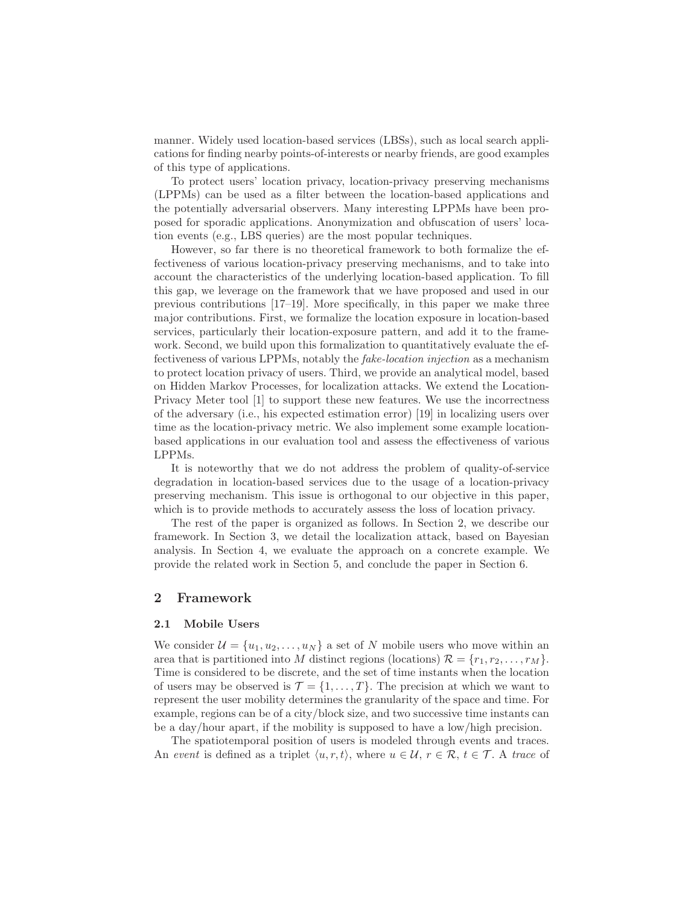manner. Widely used location-based services (LBSs), such as local search applications for finding nearby points-of-interests or nearby friends, are good examples of this type of applications.

To protect users' location privacy, location-privacy preserving mechanisms (LPPMs) can be used as a filter between the location-based applications and the potentially adversarial observers. Many interesting LPPMs have been proposed for sporadic applications. Anonymization and obfuscation of users' location events (e.g., LBS queries) are the most popular techniques.

However, so far there is no theoretical framework to both formalize the effectiveness of various location-privacy preserving mechanisms, and to take into account the characteristics of the underlying location-based application. To fill this gap, we leverage on the framework that we have proposed and used in our previous contributions [17–19]. More specifically, in this paper we make three major contributions. First, we formalize the location exposure in location-based services, particularly their location-exposure pattern, and add it to the framework. Second, we build upon this formalization to quantitatively evaluate the effectiveness of various LPPMs, notably the *fake-location injection* as a mechanism to protect location privacy of users. Third, we provide an analytical model, based on Hidden Markov Processes, for localization attacks. We extend the Location-Privacy Meter tool [1] to support these new features. We use the incorrectness of the adversary (i.e., his expected estimation error) [19] in localizing users over time as the location-privacy metric. We also implement some example location-based applications in our evaluation tool and assess the effectiveness of various LPPMs.

It is noteworthy that we do not address the problem of quality-of-service degradation in location-based services due to the usage of a location-privacy preserving mechanism. This issue is orthogonal to our objective in this paper, which is to provide methods to accurately assess the loss of location privacy.

The rest of the paper is organized as follows. In Section 2, we describe our framework. In Section 3, we detail the localization attack, based on Bayesian analysis. In Section 4, we evaluate the approach on a concrete example. We provide the related work in Section 5, and conclude the paper in Section 6.

## 2 Framework

### 2.1 Mobile Users

We consider $\mathcal{U} = \{u_1, u_2, \ldots, u_N\}$ a set of $N$ mobile users who move within an area that is partitioned into $M$ distinct regions (locations) $\mathcal{R} = \{r_1, r_2, \ldots, r_M\}$. Time is considered to be discrete, and the set of time instants when the location of users may be observed is $\mathcal{T} = \{1, \ldots, T\}$. The precision at which we want to represent the user mobility determines the granularity of the space and time. For example, regions can be of a city/block size, and two successive time instants can be a day/hour apart, if the mobility is supposed to have a low/high precision.

The spatiotemporal position of users is modeled through events and traces. An *event* is defined as a triplet $\langle u, r, t \rangle$, where $u \in \mathcal{U}$, $r \in \mathcal{R}$, $t \in \mathcal{T}$. A *trace* of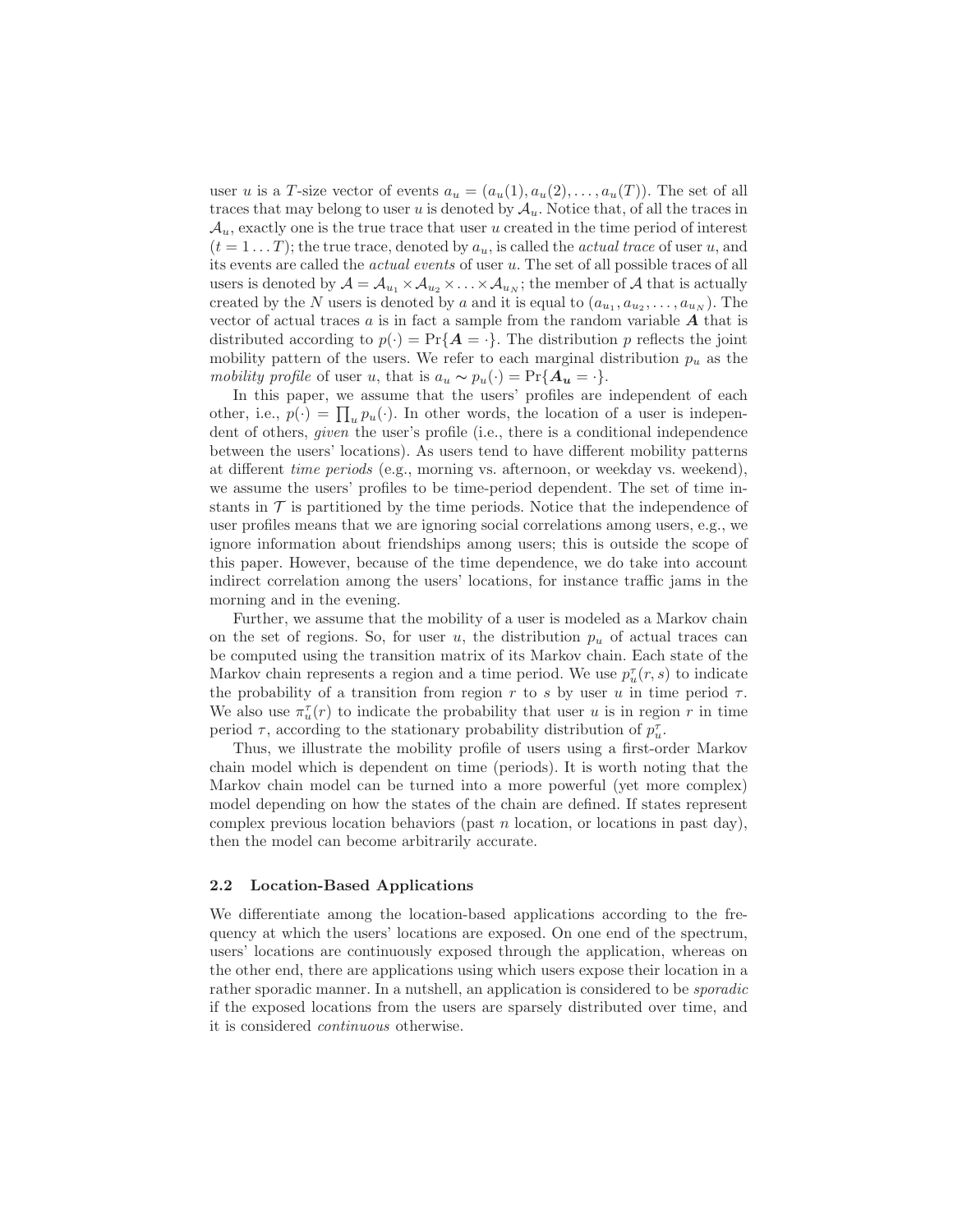user $u$ is a $T$-size vector of events $a_u = (a_u(1), a_u(2), \ldots, a_u(T))$. The set of all traces that may belong to user $u$ is denoted by $\mathcal{A}_u$. Notice that, of all the traces in $\mathcal{A}_u$, exactly one is the true trace that user $u$ created in the time period of interest $(t = 1 \ldots T)$; the true trace, denoted by $a_u$, is called the *actual trace* of user $u$, and its events are called the *actual events* of user $u$. The set of all possible traces of all users is denoted by $\mathcal{A} = \mathcal{A}_{u_1} \times \mathcal{A}_{u_2} \times \ldots \times \mathcal{A}_{u_N}$; the member of $\mathcal{A}$ that is actually created by the $N$ users is denoted by $a$ and it is equal to $(a_{u_1}, a_{u_2}, \ldots, a_{u_N})$. The vector of actual traces $a$ is in fact a sample from the random variable $\boldsymbol{A}$ that is distributed according to $p(\cdot) = \Pr\{\boldsymbol{A} = \cdot\}$. The distribution $p$ reflects the joint mobility pattern of the users. We refer to each marginal distribution $p_u$ as the *mobility profile* of user $u$, that is $a_u \sim p_u(\cdot) = \Pr\{\boldsymbol{A_u} = \cdot\}$.

In this paper, we assume that the users' profiles are independent of each other, i.e., $p(\cdot) = \prod_u p_u(\cdot)$. In other words, the location of a user is independent of others, *given* the user's profile (i.e., there is a conditional independence between the users' locations). As users tend to have different mobility patterns at different *time periods* (e.g., morning vs. afternoon, or weekday vs. weekend), we assume the users' profiles to be time-period dependent. The set of time instants in $\mathcal{T}$ is partitioned by the time periods. Notice that the independence of user profiles means that we are ignoring social correlations among users, e.g., we ignore information about friendships among users; this is outside the scope of this paper. However, because of the time dependence, we do take into account indirect correlation among the users' locations, for instance traffic jams in the morning and in the evening.

Further, we assume that the mobility of a user is modeled as a Markov chain on the set of regions. So, for user $u$, the distribution $p_u$ of actual traces can be computed using the transition matrix of its Markov chain. Each state of the Markov chain represents a region and a time period. We use $p_u^\tau(r, s)$ to indicate the probability of a transition from region $r$ to $s$ by user $u$ in time period $\tau$. We also use $\pi_u^\tau(r)$ to indicate the probability that user $u$ is in region $r$ in time period $\tau$, according to the stationary probability distribution of $p_u^\tau$.

Thus, we illustrate the mobility profile of users using a first-order Markov chain model which is dependent on time (periods). It is worth noting that the Markov chain model can be turned into a more powerful (yet more complex) model depending on how the states of the chain are defined. If states represent complex previous location behaviors (past $n$ location, or locations in past day), then the model can become arbitrarily accurate.

### 2.2 Location-Based Applications

We differentiate among the location-based applications according to the frequency at which the users' locations are exposed. On one end of the spectrum, users' locations are continuously exposed through the application, whereas on the other end, there are applications using which users expose their location in a rather sporadic manner. In a nutshell, an application is considered to be *sporadic* if the exposed locations from the users are sparsely distributed over time, and it is considered *continuous* otherwise.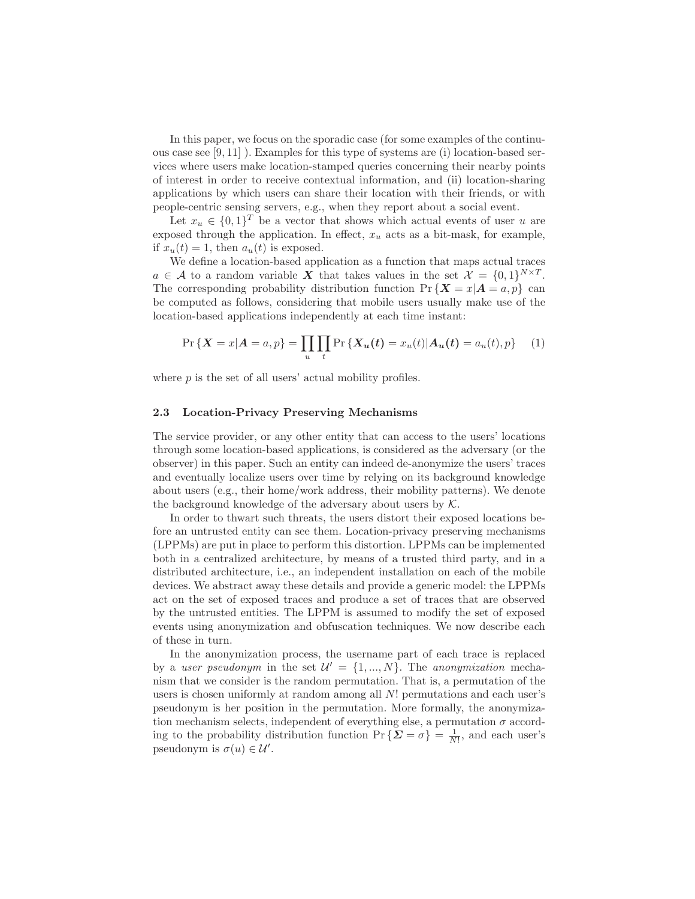In this paper, we focus on the sporadic case (for some examples of the continuous case see [9, 11] ). Examples for this type of systems are (i) location-based services where users make location-stamped queries concerning their nearby points of interest in order to receive contextual information, and (ii) location-sharing applications by which users can share their location with their friends, or with people-centric sensing servers, e.g., when they report about a social event.

Let $x_u \in \{0,1\}^T$ be a vector that shows which actual events of user $u$ are exposed through the application. In effect, $x_u$ acts as a bit-mask, for example, if $x_u(t) = 1$, then $a_u(t)$ is exposed.

We define a location-based application as a function that maps actual traces $a \in \mathcal{A}$ to a random variable $\boldsymbol{X}$ that takes values in the set $\mathcal{X} = \{0,1\}^{N \times T}$. The corresponding probability distribution function $\Pr\{\boldsymbol{X} = x | \boldsymbol{A} = a, p\}$ can be computed as follows, considering that mobile users usually make use of the location-based applications independently at each time instant:

$$\Pr\{\boldsymbol{X} = x | \boldsymbol{A} = a, p\} = \prod_u \prod_t \Pr\{\boldsymbol{X_u(t)} = x_u(t) | \boldsymbol{A_u(t)} = a_u(t), p\} \quad (1)$$

where $p$ is the set of all users' actual mobility profiles.

### 2.3 Location-Privacy Preserving Mechanisms

The service provider, or any other entity that can access to the users' locations through some location-based applications, is considered as the adversary (or the observer) in this paper. Such an entity can indeed de-anonymize the users' traces and eventually localize users over time by relying on its background knowledge about users (e.g., their home/work address, their mobility patterns). We denote the background knowledge of the adversary about users by $\mathcal{K}$.

In order to thwart such threats, the users distort their exposed locations before an untrusted entity can see them. Location-privacy preserving mechanisms (LPPMs) are put in place to perform this distortion. LPPMs can be implemented both in a centralized architecture, by means of a trusted third party, and in a distributed architecture, i.e., an independent installation on each of the mobile devices. We abstract away these details and provide a generic model: the LPPMs act on the set of exposed traces and produce a set of traces that are observed by the untrusted entities. The LPPM is assumed to modify the set of exposed events using anonymization and obfuscation techniques. We now describe each of these in turn.

In the anonymization process, the username part of each trace is replaced by a *user pseudonym* in the set $\mathcal{U}' = \{1, ..., N\}$. The *anonymization* mechanism that we consider is the random permutation. That is, a permutation of the users is chosen uniformly at random among all $N!$ permutations and each user's pseudonym is her position in the permutation. More formally, the anonymization mechanism selects, independent of everything else, a permutation $\sigma$ according to the probability distribution function $\Pr\{\boldsymbol{\Sigma} = \sigma\} = \frac{1}{N!}$, and each user's pseudonym is $\sigma(u) \in \mathcal{U}'$.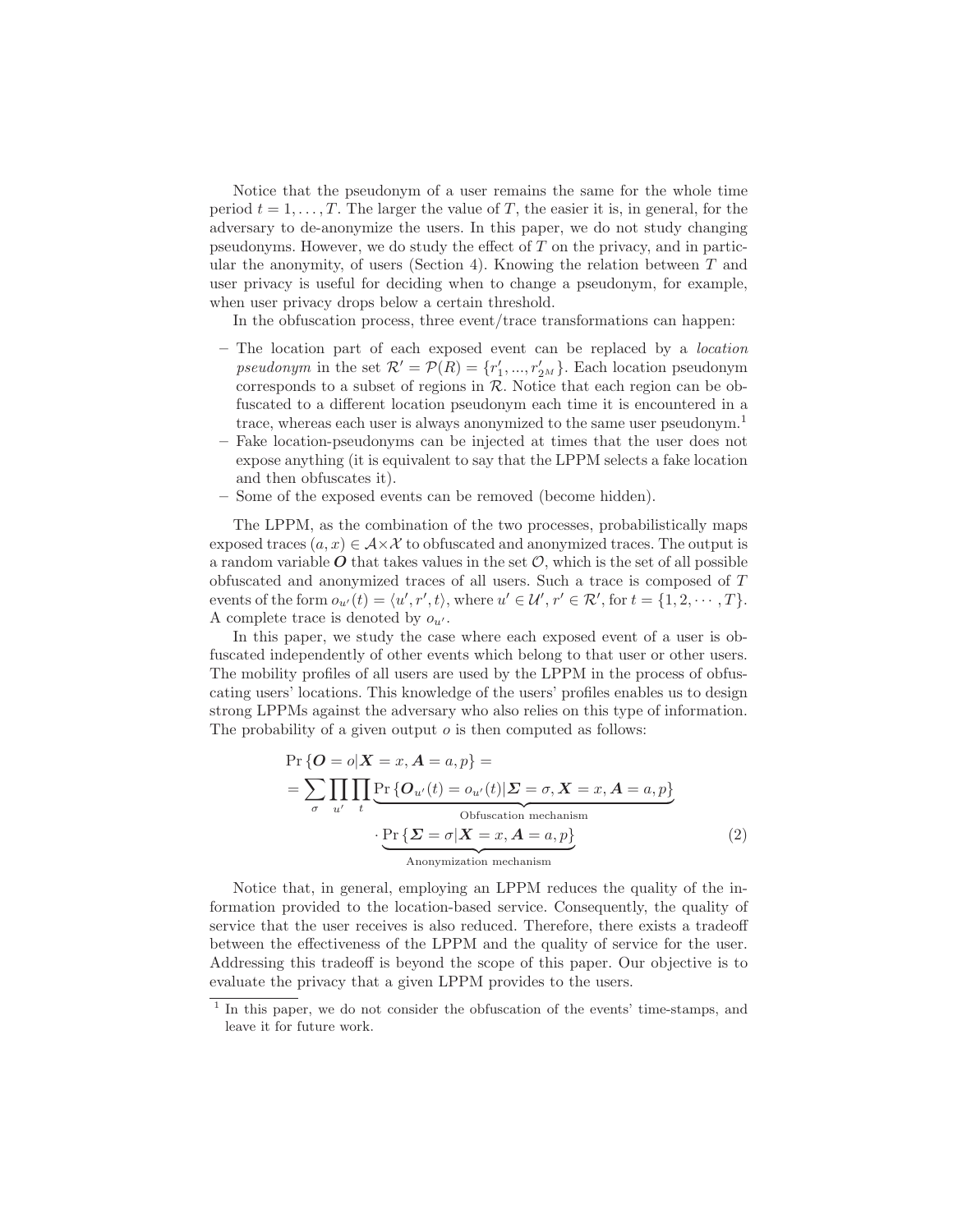Notice that the pseudonym of a user remains the same for the whole time period $t = 1, \ldots, T$. The larger the value of $T$, the easier it is, in general, for the adversary to de-anonymize the users. In this paper, we do not study changing pseudonyms. However, we do study the effect of $T$ on the privacy, and in particular the anonymity, of users (Section 4). Knowing the relation between $T$ and user privacy is useful for deciding when to change a pseudonym, for example, when user privacy drops below a certain threshold.

In the obfuscation process, three event/trace transformations can happen:

- The location part of each exposed event can be replaced by a *location pseudonym* in the set $\mathcal{R}' = \mathcal{P}(R) = \{r'_1, ..., r'_{2^M}\}$. Each location pseudonym corresponds to a subset of regions in $\mathcal{R}$. Notice that each region can be obfuscated to a different location pseudonym each time it is encountered in a trace, whereas each user is always anonymized to the same user pseudonym.[1]
- Fake location-pseudonyms can be injected at times that the user does not expose anything (it is equivalent to say that the LPPM selects a fake location and then obfuscates it).
- Some of the exposed events can be removed (become hidden).

The LPPM, as the combination of the two processes, probabilistically maps exposed traces $(a, x) \in \mathcal{A} \times \mathcal{X}$ to obfuscated and anonymized traces. The output is a random variable $\boldsymbol{O}$ that takes values in the set $\mathcal{O}$, which is the set of all possible obfuscated and anonymized traces of all users. Such a trace is composed of $T$ events of the form $o_{u'}(t) = \langle u', r', t \rangle$, where $u' \in \mathcal{U}'$, $r' \in \mathcal{R}'$, for $t = \{1, 2, \cdots, T\}$. A complete trace is denoted by $o_{u'}$.

In this paper, we study the case where each exposed event of a user is obfuscated independently of other events which belong to that user or other users. The mobility profiles of all users are used by the LPPM in the process of obfuscating users' locations. This knowledge of the users' profiles enables us to design strong LPPMs against the adversary who also relies on this type of information. The probability of a given output $o$ is then computed as follows:

$$
\begin{aligned}
&\Pr\{\boldsymbol{O} = o | \boldsymbol{X} = x, \boldsymbol{A} = a, p\} = \\
&= \sum_{\sigma} \prod_{u'} \prod_{t} \underbrace{\Pr\{\boldsymbol{O}_{u'}(t) = o_{u'}(t) | \boldsymbol{\Sigma} = \sigma, \boldsymbol{X} = x, \boldsymbol{A} = a, p\}}_{\text{Obfuscation mechanism}} \\
&\qquad \cdot \underbrace{\Pr\{\boldsymbol{\Sigma} = \sigma | \boldsymbol{X} = x, \boldsymbol{A} = a, p\}}_{\text{Anonymization mechanism}}
\end{aligned}
\tag{2}
$$

Notice that, in general, employing an LPPM reduces the quality of the information provided to the location-based service. Consequently, the quality of service that the user receives is also reduced. Therefore, there exists a tradeoff between the effectiveness of the LPPM and the quality of service for the user. Addressing this tradeoff is beyond the scope of this paper. Our objective is to evaluate the privacy that a given LPPM provides to the users.

[1] In this paper, we do not consider the obfuscation of the events' time-stamps, and leave it for future work.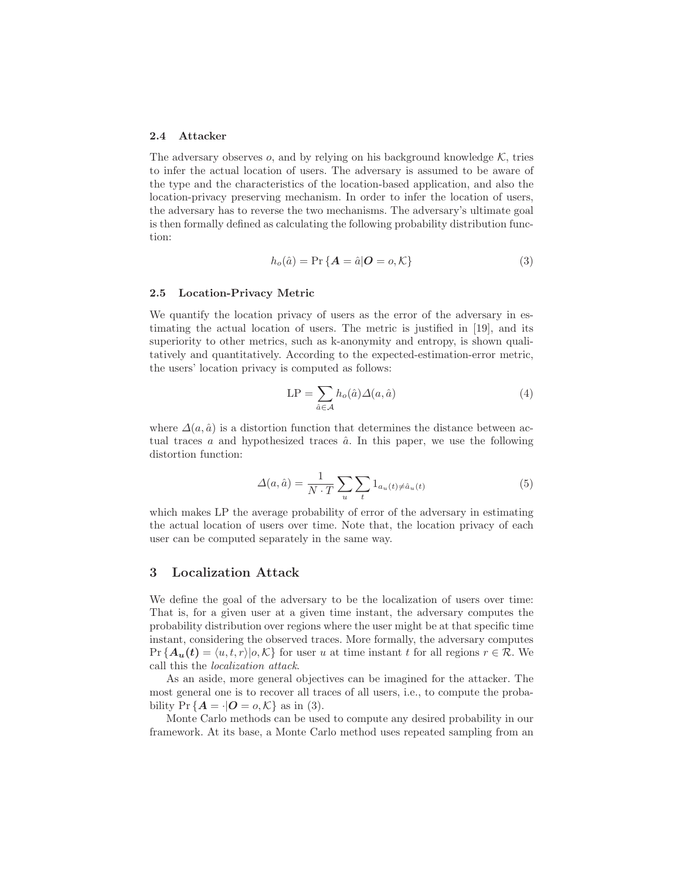### 2.4 Attacker

The adversary observes $o$, and by relying on his background knowledge $\mathcal{K}$, tries to infer the actual location of users. The adversary is assumed to be aware of the type and the characteristics of the location-based application, and also the location-privacy preserving mechanism. In order to infer the location of users, the adversary has to reverse the two mechanisms. The adversary's ultimate goal is then formally defined as calculating the following probability distribution function:

$$h_o(\hat{a}) = \Pr\left\{\boldsymbol{A} = \hat{a} | \boldsymbol{O} = o, \mathcal{K}\right\} \tag{3}$$

### 2.5 Location-Privacy Metric

We quantify the location privacy of users as the error of the adversary in estimating the actual location of users. The metric is justified in [19], and its superiority to other metrics, such as k-anonymity and entropy, is shown qualitatively and quantitatively. According to the expected-estimation-error metric, the users' location privacy is computed as follows:

$$\text{LP} = \sum_{\hat{a} \in \mathcal{A}} h_o(\hat{a}) \Delta(a, \hat{a}) \tag{4}$$

where $\Delta(a, \hat{a})$ is a distortion function that determines the distance between actual traces $a$ and hypothesized traces $\hat{a}$. In this paper, we use the following distortion function:

$$\Delta(a, \hat{a}) = \frac{1}{N \cdot T} \sum_u \sum_t 1_{a_u(t) \neq \hat{a}_u(t)} \tag{5}$$

which makes LP the average probability of error of the adversary in estimating the actual location of users over time. Note that, the location privacy of each user can be computed separately in the same way.

## 3 Localization Attack

We define the goal of the adversary to be the localization of users over time: That is, for a given user at a given time instant, the adversary computes the probability distribution over regions where the user might be at that specific time instant, considering the observed traces. More formally, the adversary computes $\Pr\left\{\boldsymbol{A_u(t)} = \langle u, t, r \rangle | o, \mathcal{K}\right\}$ for user $u$ at time instant $t$ for all regions $r \in \mathcal{R}$. We call this the *localization attack*.

As an aside, more general objectives can be imagined for the attacker. The most general one is to recover all traces of all users, i.e., to compute the probability $\Pr\left\{\boldsymbol{A} = \cdot | \boldsymbol{O} = o, \mathcal{K}\right\}$ as in (3).

Monte Carlo methods can be used to compute any desired probability in our framework. At its base, a Monte Carlo method uses repeated sampling from an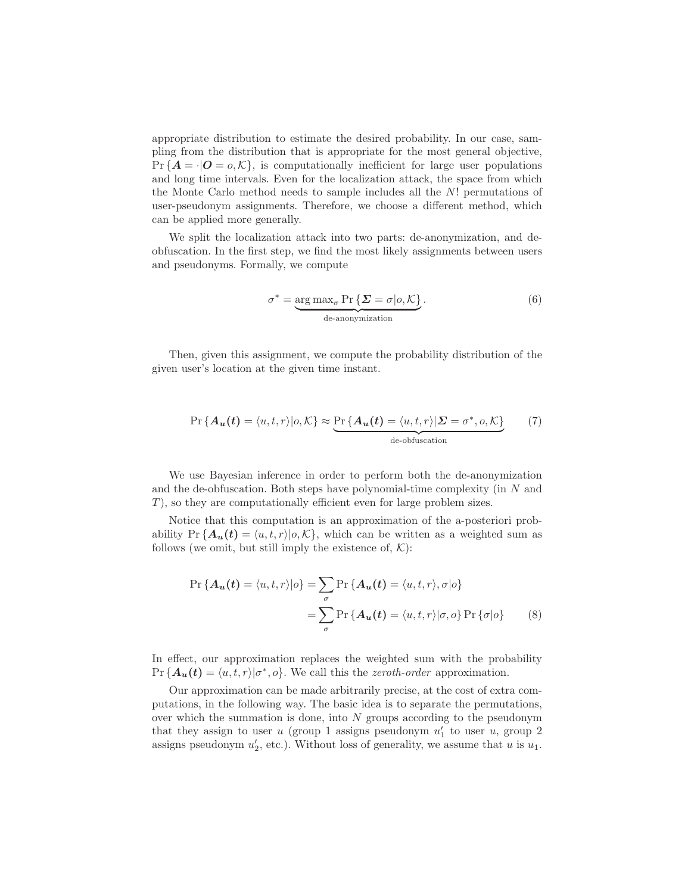appropriate distribution to estimate the desired probability. In our case, sampling from the distribution that is appropriate for the most general objective, $\Pr\{\boldsymbol{A} = \cdot|\boldsymbol{O} = o, \mathcal{K}\}$, is computationally inefficient for large user populations and long time intervals. Even for the localization attack, the space from which the Monte Carlo method needs to sample includes all the $N!$ permutations of user-pseudonym assignments. Therefore, we choose a different method, which can be applied more generally.

We split the localization attack into two parts: de-anonymization, and de-obfuscation. In the first step, we find the most likely assignments between users and pseudonyms. Formally, we compute

$$\sigma^* = \underbrace{\arg\max_\sigma \Pr\{\boldsymbol{\Sigma} = \sigma|o, \mathcal{K}\}}_{\text{de-anonymization}}. \tag{6}$$

Then, given this assignment, we compute the probability distribution of the given user's location at the given time instant.

$$\Pr\{\boldsymbol{A_u(t)} = \langle u, t, r\rangle|o, \mathcal{K}\} \approx \underbrace{\Pr\{\boldsymbol{A_u(t)} = \langle u, t, r\rangle|\boldsymbol{\Sigma} = \sigma^*, o, \mathcal{K}\}}_{\text{de-obfuscation}} \tag{7}$$

We use Bayesian inference in order to perform both the de-anonymization and the de-obfuscation. Both steps have polynomial-time complexity (in $N$ and $T$), so they are computationally efficient even for large problem sizes.

Notice that this computation is an approximation of the a-posteriori probability $\Pr\{\boldsymbol{A_u(t)} = \langle u, t, r\rangle|o, \mathcal{K}\}$, which can be written as a weighted sum as follows (we omit, but still imply the existence of, $\mathcal{K}$):

$$\begin{aligned}
\Pr\{\boldsymbol{A_u(t)} = \langle u, t, r\rangle|o\} &= \sum_\sigma \Pr\{\boldsymbol{A_u(t)} = \langle u, t, r\rangle, \sigma|o\} \\
&= \sum_\sigma \Pr\{\boldsymbol{A_u(t)} = \langle u, t, r\rangle|\sigma, o\} \Pr\{\sigma|o\}
\end{aligned} \tag{8}$$

In effect, our approximation replaces the weighted sum with the probability $\Pr\{\boldsymbol{A_u(t)} = \langle u, t, r\rangle|\sigma^*, o\}$. We call this the *zeroth-order* approximation.

Our approximation can be made arbitrarily precise, at the cost of extra computations, in the following way. The basic idea is to separate the permutations, over which the summation is done, into $N$ groups according to the pseudonym that they assign to user $u$ (group 1 assigns pseudonym $u'_1$ to user $u$, group 2 assigns pseudonym $u'_2$, etc.). Without loss of generality, we assume that $u$ is $u_1$.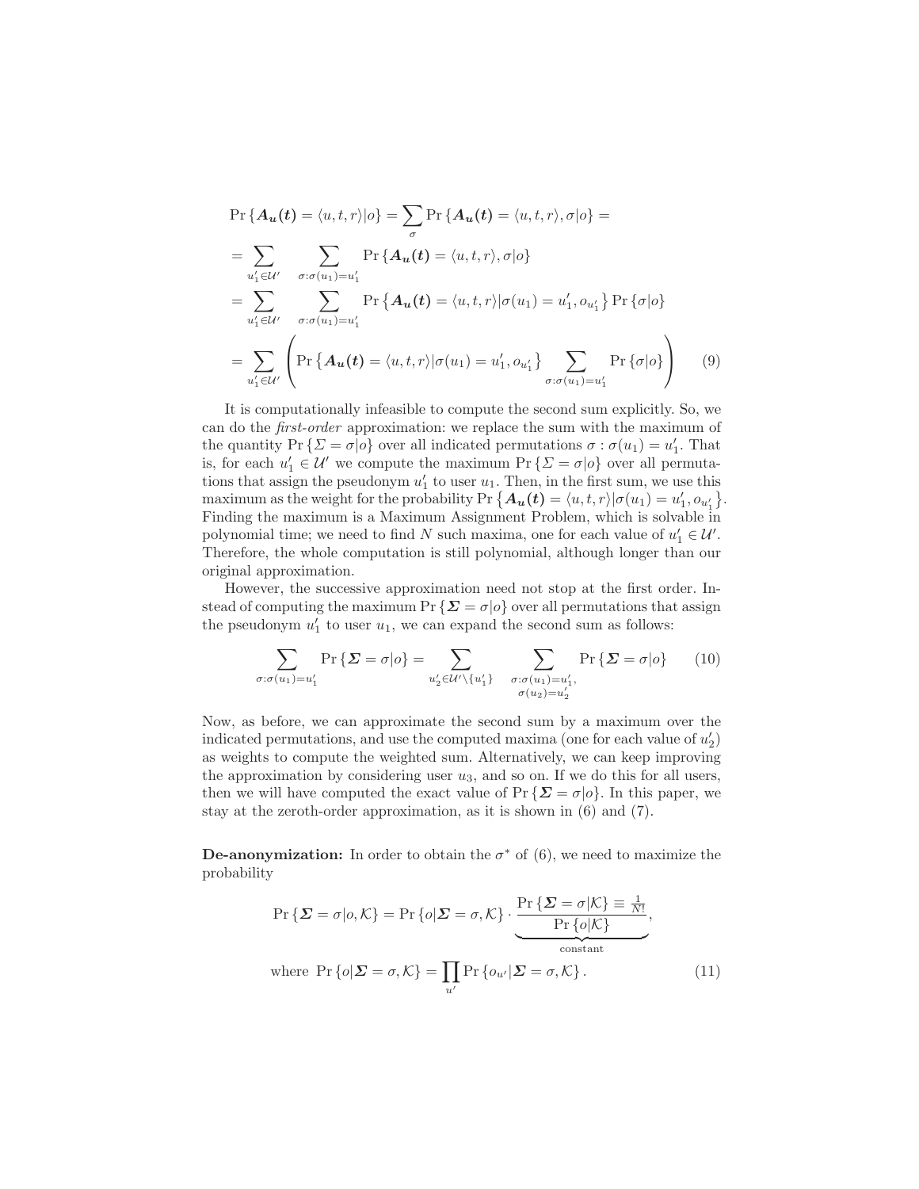$$
\begin{aligned}
\Pr\{\boldsymbol{A_u(t)} = \langle u,t,r\rangle | o\} &= \sum_{\sigma} \Pr\{\boldsymbol{A_u(t)} = \langle u,t,r\rangle, \sigma | o\} = \\
&= \sum_{u'_1 \in \mathcal{U}'} \sum_{\sigma:\sigma(u_1)=u'_1} \Pr\{\boldsymbol{A_u(t)} = \langle u,t,r\rangle, \sigma | o\} \\
&= \sum_{u'_1 \in \mathcal{U}'} \sum_{\sigma:\sigma(u_1)=u'_1} \Pr\left\{\boldsymbol{A_u(t)} = \langle u,t,r\rangle | \sigma(u_1) = u'_1, o_{u'_1}\right\} \Pr\{\sigma|o\} \\
&= \sum_{u'_1 \in \mathcal{U}'} \left( \Pr\left\{\boldsymbol{A_u(t)} = \langle u,t,r\rangle | \sigma(u_1) = u'_1, o_{u'_1}\right\} \sum_{\sigma:\sigma(u_1)=u'_1} \Pr\{\sigma|o\} \right) \qquad (9)
\end{aligned}
$$

It is computationally infeasible to compute the second sum explicitly. So, we can do the *first-order* approximation: we replace the sum with the maximum of the quantity $\Pr\{\Sigma = \sigma|o\}$ over all indicated permutations $\sigma : \sigma(u_1) = u'_1$. That is, for each $u'_1 \in \mathcal{U}'$ we compute the maximum $\Pr\{\Sigma = \sigma|o\}$ over all permutations that assign the pseudonym $u'_1$ to user $u_1$. Then, in the first sum, we use this maximum as the weight for the probability $\Pr\left\{\boldsymbol{A_u(t)} = \langle u,t,r\rangle | \sigma(u_1) = u'_1, o_{u'_1}\right\}$. Finding the maximum is a Maximum Assignment Problem, which is solvable in polynomial time; we need to find $N$ such maxima, one for each value of $u'_1 \in \mathcal{U}'$. Therefore, the whole computation is still polynomial, although longer than our original approximation.

However, the successive approximation need not stop at the first order. Instead of computing the maximum $\Pr\{\boldsymbol{\Sigma} = \sigma|o\}$ over all permutations that assign the pseudonym $u'_1$ to user $u_1$, we can expand the second sum as follows:

$$
\sum_{\sigma:\sigma(u_1)=u'_1} \Pr\{\boldsymbol{\Sigma} = \sigma|o\} = \sum_{u'_2 \in \mathcal{U}' \setminus \{u'_1\}} \sum_{\substack{\sigma:\sigma(u_1)=u'_1, \\ \sigma(u_2)=u'_2}} \Pr\{\boldsymbol{\Sigma} = \sigma|o\} \qquad (10)
$$

Now, as before, we can approximate the second sum by a maximum over the indicated permutations, and use the computed maxima (one for each value of $u'_2$) as weights to compute the weighted sum. Alternatively, we can keep improving the approximation by considering user $u_3$, and so on. If we do this for all users, then we will have computed the exact value of $\Pr\{\boldsymbol{\Sigma} = \sigma|o\}$. In this paper, we stay at the zeroth-order approximation, as it is shown in (6) and (7).

**De-anonymization:** In order to obtain the $\sigma^*$ of (6), we need to maximize the probability

$$
\begin{aligned}
\Pr\{\boldsymbol{\Sigma} = \sigma|o, \mathcal{K}\} &= \Pr\{o|\boldsymbol{\Sigma} = \sigma, \mathcal{K}\} \cdot \underbrace{\frac{\Pr\{\boldsymbol{\Sigma} = \sigma|\mathcal{K}\} \equiv \frac{1}{N!}}{\Pr\{o|\mathcal{K}\}}}_{\text{constant}}, \\
\text{where } \Pr\{o|\boldsymbol{\Sigma} = \sigma, \mathcal{K}\} &= \prod_{u'} \Pr\{o_{u'}|\boldsymbol{\Sigma} = \sigma, \mathcal{K}\}. \qquad (11)
\end{aligned}
$$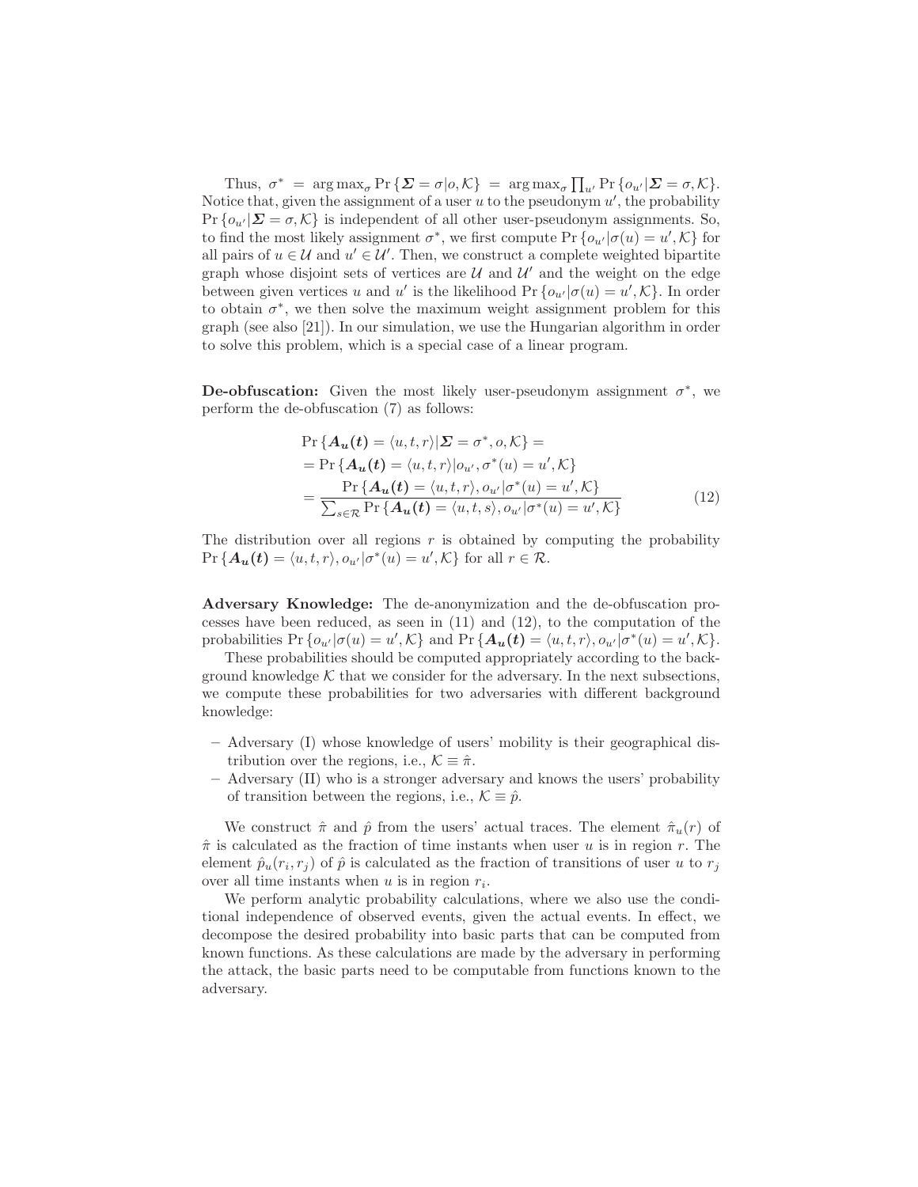Thus, $\sigma^* = \arg\max_\sigma \Pr\{\boldsymbol{\Sigma} = \sigma | o, \mathcal{K}\} = \arg\max_\sigma \prod_{u'} \Pr\{o_{u'} | \boldsymbol{\Sigma} = \sigma, \mathcal{K}\}$. Notice that, given the assignment of a user $u$ to the pseudonym $u'$, the probability $\Pr\{o_{u'} | \boldsymbol{\Sigma} = \sigma, \mathcal{K}\}$ is independent of all other user-pseudonym assignments. So, to find the most likely assignment $\sigma^*$, we first compute $\Pr\{o_{u'} | \sigma(u) = u', \mathcal{K}\}$ for all pairs of $u \in \mathcal{U}$ and $u' \in \mathcal{U}'$. Then, we construct a complete weighted bipartite graph whose disjoint sets of vertices are $\mathcal{U}$ and $\mathcal{U}'$ and the weight on the edge between given vertices $u$ and $u'$ is the likelihood $\Pr\{o_{u'} | \sigma(u) = u', \mathcal{K}\}$. In order to obtain $\sigma^*$, we then solve the maximum weight assignment problem for this graph (see also [21]). In our simulation, we use the Hungarian algorithm in order to solve this problem, which is a special case of a linear program.

**De-obfuscation:** Given the most likely user-pseudonym assignment $\sigma^*$, we perform the de-obfuscation (7) as follows:

$$
\begin{aligned}
&\Pr\{\boldsymbol{A_u(t)} = \langle u, t, r\rangle | \boldsymbol{\Sigma} = \sigma^*, o, \mathcal{K}\} = \\
&= \Pr\{\boldsymbol{A_u(t)} = \langle u, t, r\rangle | o_{u'}, \sigma^*(u) = u', \mathcal{K}\} \\
&= \frac{\Pr\{\boldsymbol{A_u(t)} = \langle u, t, r\rangle, o_{u'} | \sigma^*(u) = u', \mathcal{K}\}}{\sum_{s \in \mathcal{R}} \Pr\{\boldsymbol{A_u(t)} = \langle u, t, s\rangle, o_{u'} | \sigma^*(u) = u', \mathcal{K}\}}
\end{aligned}
\tag{12}
$$

The distribution over all regions $r$ is obtained by computing the probability $\Pr\{\boldsymbol{A_u(t)} = \langle u, t, r\rangle, o_{u'} | \sigma^*(u) = u', \mathcal{K}\}$ for all $r \in \mathcal{R}$.

**Adversary Knowledge:** The de-anonymization and the de-obfuscation processes have been reduced, as seen in (11) and (12), to the computation of the probabilities $\Pr\{o_{u'} | \sigma(u) = u', \mathcal{K}\}$ and $\Pr\{\boldsymbol{A_u(t)} = \langle u, t, r\rangle, o_{u'} | \sigma^*(u) = u', \mathcal{K}\}$.

These probabilities should be computed appropriately according to the background knowledge $\mathcal{K}$ that we consider for the adversary. In the next subsections, we compute these probabilities for two adversaries with different background knowledge:

- Adversary (I) whose knowledge of users' mobility is their geographical distribution over the regions, i.e., $\mathcal{K} \equiv \hat{\pi}$.
- Adversary (II) who is a stronger adversary and knows the users' probability of transition between the regions, i.e., $\mathcal{K} \equiv \hat{p}$.

We construct $\hat{\pi}$ and $\hat{p}$ from the users' actual traces. The element $\hat{\pi}_u(r)$ of $\hat{\pi}$ is calculated as the fraction of time instants when user $u$ is in region $r$. The element $\hat{p}_u(r_i, r_j)$ of $\hat{p}$ is calculated as the fraction of transitions of user $u$ to $r_j$ over all time instants when $u$ is in region $r_i$.

We perform analytic probability calculations, where we also use the conditional independence of observed events, given the actual events. In effect, we decompose the desired probability into basic parts that can be computed from known functions. As these calculations are made by the adversary in performing the attack, the basic parts need to be computable from functions known to the adversary.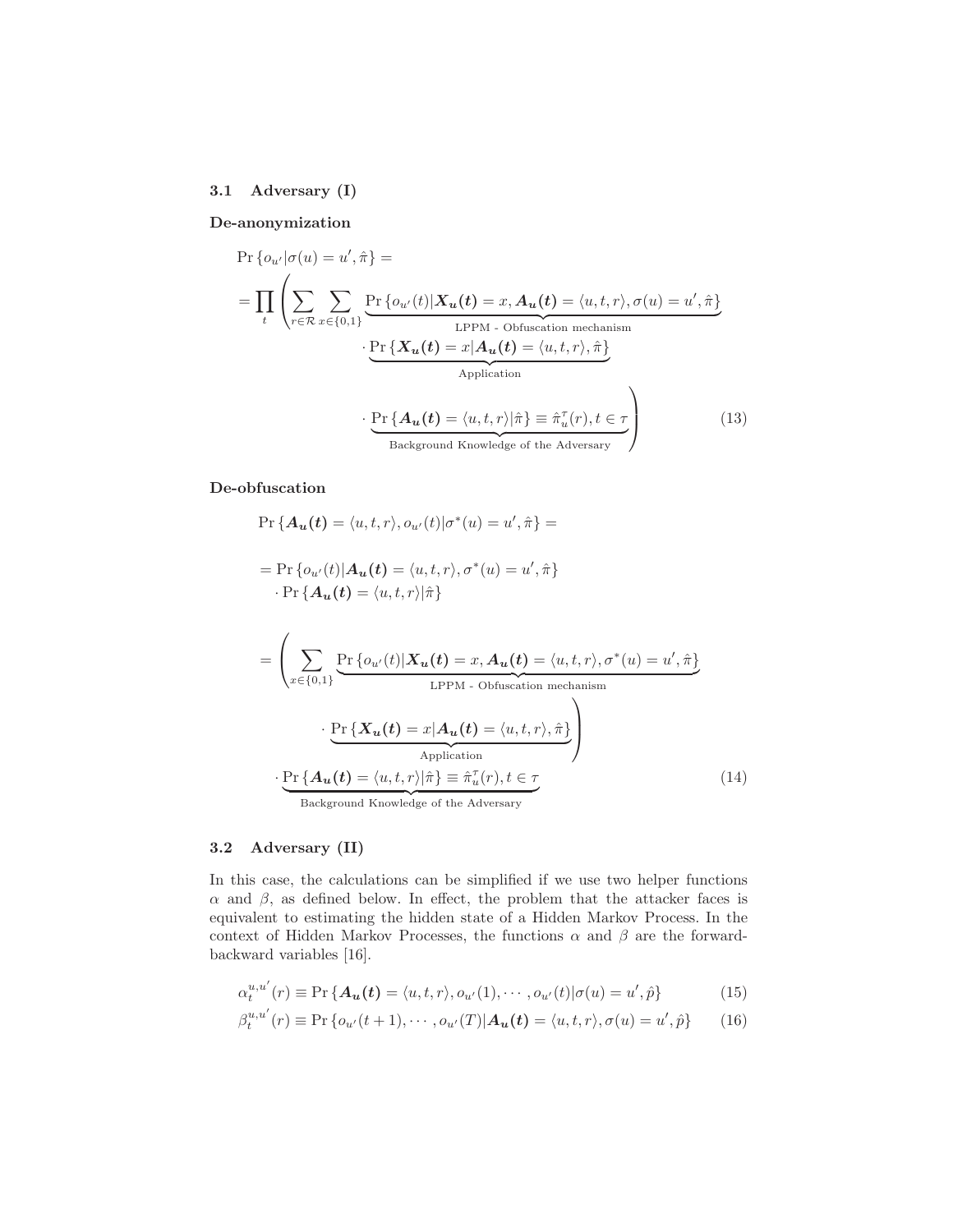### 3.1 Adversary (I)

**De-anonymization**

$$
\begin{aligned}
&\Pr\{o_{u'}|\sigma(u)=u',\hat{\pi}\} = \\
&= \prod_t \left( \sum_{r\in\mathcal{R}} \sum_{x\in\{0,1\}} \underbrace{\Pr\{o_{u'}(t)|\boldsymbol{X_u(t)}=x, \boldsymbol{A_u(t)}=\langle u,t,r\rangle, \sigma(u)=u',\hat{\pi}\}}_{\text{LPPM - Obfuscation mechanism}} \right. \\
&\qquad \cdot \underbrace{\Pr\{\boldsymbol{X_u(t)}=x|\boldsymbol{A_u(t)}=\langle u,t,r\rangle,\hat{\pi}\}}_{\text{Application}} \\
&\qquad \left. \cdot \underbrace{\Pr\{\boldsymbol{A_u(t)}=\langle u,t,r\rangle|\hat{\pi}\} \equiv \hat{\pi}_u^{\tau}(r), t\in\tau}_{\text{Background Knowledge of the Adversary}} \right)
\end{aligned}
\tag{13}
$$

**De-obfuscation**

$$
\begin{aligned}
&\Pr\{\boldsymbol{A_u(t)}=\langle u,t,r\rangle, o_{u'}(t)|\sigma^*(u)=u',\hat{\pi}\} = \\
&= \Pr\{o_{u'}(t)|\boldsymbol{A_u(t)}=\langle u,t,r\rangle, \sigma^*(u)=u',\hat{\pi}\} \\
&\quad \cdot \Pr\{\boldsymbol{A_u(t)}=\langle u,t,r\rangle|\hat{\pi}\} \\
&= \left( \sum_{x\in\{0,1\}} \underbrace{\Pr\{o_{u'}(t)|\boldsymbol{X_u(t)}=x, \boldsymbol{A_u(t)}=\langle u,t,r\rangle, \sigma^*(u)=u',\hat{\pi}\}}_{\text{LPPM - Obfuscation mechanism}} \right. \\
&\qquad \left. \cdot \underbrace{\Pr\{\boldsymbol{X_u(t)}=x|\boldsymbol{A_u(t)}=\langle u,t,r\rangle,\hat{\pi}\}}_{\text{Application}} \right) \\
&\quad \cdot \underbrace{\Pr\{\boldsymbol{A_u(t)}=\langle u,t,r\rangle|\hat{\pi}\} \equiv \hat{\pi}_u^{\tau}(r), t\in\tau}_{\text{Background Knowledge of the Adversary}}
\end{aligned}
\tag{14}
$$

### 3.2 Adversary (II)

In this case, the calculations can be simplified if we use two helper functions $\alpha$ and $\beta$, as defined below. In effect, the problem that the attacker faces is equivalent to estimating the hidden state of a Hidden Markov Process. In the context of Hidden Markov Processes, the functions $\alpha$ and $\beta$ are the forward-backward variables [16].

$$
\alpha_t^{u,u'}(r) \equiv \Pr\{\boldsymbol{A_u(t)}=\langle u,t,r\rangle, o_{u'}(1),\cdots,o_{u'}(t)|\sigma(u)=u',\hat{p}\} \tag{15}
$$

$$
\beta_t^{u,u'}(r) \equiv \Pr\{o_{u'}(t+1),\cdots,o_{u'}(T)|\boldsymbol{A_u(t)}=\langle u,t,r\rangle, \sigma(u)=u',\hat{p}\} \tag{16}
$$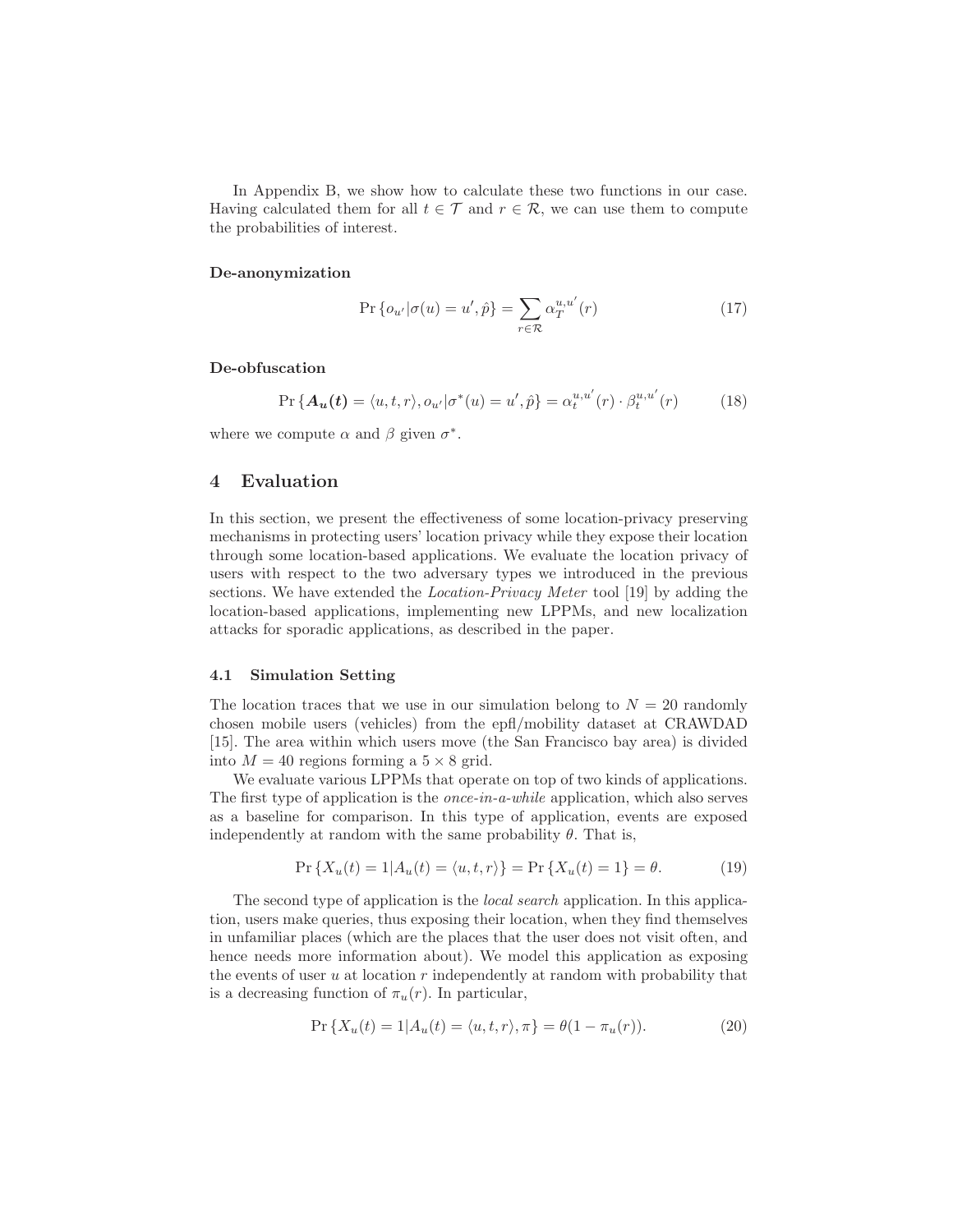In Appendix B, we show how to calculate these two functions in our case. Having calculated them for all $t \in \mathcal{T}$ and $r \in \mathcal{R}$, we can use them to compute the probabilities of interest.

**De-anonymization**

$$\Pr\{o_{u'} | \sigma(u) = u', \hat{p}\} = \sum_{r \in \mathcal{R}} \alpha_T^{u,u'}(r) \tag{17}$$

**De-obfuscation**

$$\Pr\{\boldsymbol{A_u(t)} = \langle u, t, r\rangle, o_{u'} | \sigma^*(u) = u', \hat{p}\} = \alpha_t^{u,u'}(r) \cdot \beta_t^{u,u'}(r) \tag{18}$$

where we compute $\alpha$ and $\beta$ given $\sigma^*$.

# 4 Evaluation

In this section, we present the effectiveness of some location-privacy preserving mechanisms in protecting users' location privacy while they expose their location through some location-based applications. We evaluate the location privacy of users with respect to the two adversary types we introduced in the previous sections. We have extended the *Location-Privacy Meter* tool [19] by adding the location-based applications, implementing new LPPMs, and new localization attacks for sporadic applications, as described in the paper.

## 4.1 Simulation Setting

The location traces that we use in our simulation belong to $N = 20$ randomly chosen mobile users (vehicles) from the epfl/mobility dataset at CRAWDAD [15]. The area within which users move (the San Francisco bay area) is divided into $M = 40$ regions forming a $5 \times 8$ grid.

We evaluate various LPPMs that operate on top of two kinds of applications. The first type of application is the *once-in-a-while* application, which also serves as a baseline for comparison. In this type of application, events are exposed independently at random with the same probability $\theta$. That is,

$$\Pr\{X_u(t) = 1 | A_u(t) = \langle u, t, r\rangle\} = \Pr\{X_u(t) = 1\} = \theta. \tag{19}$$

The second type of application is the *local search* application. In this application, users make queries, thus exposing their location, when they find themselves in unfamiliar places (which are the places that the user does not visit often, and hence needs more information about). We model this application as exposing the events of user $u$ at location $r$ independently at random with probability that is a decreasing function of $\pi_u(r)$. In particular,

$$\Pr\{X_u(t) = 1 | A_u(t) = \langle u, t, r\rangle, \pi\} = \theta(1 - \pi_u(r)). \tag{20}$$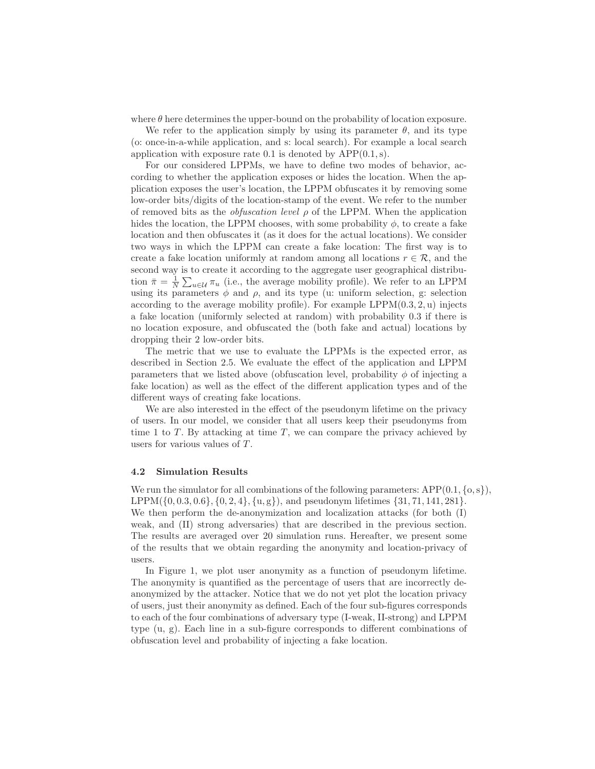where $\theta$ here determines the upper-bound on the probability of location exposure.

We refer to the application simply by using its parameter $\theta$, and its type (o: once-in-a-while application, and s: local search). For example a local search application with exposure rate 0.1 is denoted by $\text{APP}(0.1, \text{s})$.

For our considered LPPMs, we have to define two modes of behavior, according to whether the application exposes or hides the location. When the application exposes the user's location, the LPPM obfuscates it by removing some low-order bits/digits of the location-stamp of the event. We refer to the number of removed bits as the *obfuscation level* $\rho$ of the LPPM. When the application hides the location, the LPPM chooses, with some probability $\phi$, to create a fake location and then obfuscates it (as it does for the actual locations). We consider two ways in which the LPPM can create a fake location: The first way is to create a fake location uniformly at random among all locations $r \in \mathcal{R}$, and the second way is to create it according to the aggregate user geographical distribution $\bar{\pi} = \frac{1}{N} \sum_{u \in \mathcal{U}} \pi_u$ (i.e., the average mobility profile). We refer to an LPPM using its parameters $\phi$ and $\rho$, and its type (u: uniform selection, g: selection according to the average mobility profile). For example $\text{LPPM}(0.3, 2, \text{u})$ injects a fake location (uniformly selected at random) with probability 0.3 if there is no location exposure, and obfuscated the (both fake and actual) locations by dropping their 2 low-order bits.

The metric that we use to evaluate the LPPMs is the expected error, as described in Section 2.5. We evaluate the effect of the application and LPPM parameters that we listed above (obfuscation level, probability $\phi$ of injecting a fake location) as well as the effect of the different application types and of the different ways of creating fake locations.

We are also interested in the effect of the pseudonym lifetime on the privacy of users. In our model, we consider that all users keep their pseudonyms from time 1 to $T$. By attacking at time $T$, we can compare the privacy achieved by users for various values of $T$.

### 4.2 Simulation Results

We run the simulator for all combinations of the following parameters: $\text{APP}(0.1, \{\text{o}, \text{s}\})$, $\text{LPPM}(\{0, 0.3, 0.6\}, \{0, 2, 4\}, \{\text{u}, \text{g}\})$, and pseudonym lifetimes $\{31, 71, 141, 281\}$. We then perform the de-anonymization and localization attacks (for both (I) weak, and (II) strong adversaries) that are described in the previous section. The results are averaged over 20 simulation runs. Hereafter, we present some of the results that we obtain regarding the anonymity and location-privacy of users.

In Figure 1, we plot user anonymity as a function of pseudonym lifetime. The anonymity is quantified as the percentage of users that are incorrectly de-anonymized by the attacker. Notice that we do not yet plot the location privacy of users, just their anonymity as defined. Each of the four sub-figures corresponds to each of the four combinations of adversary type (I-weak, II-strong) and LPPM type (u, g). Each line in a sub-figure corresponds to different combinations of obfuscation level and probability of injecting a fake location.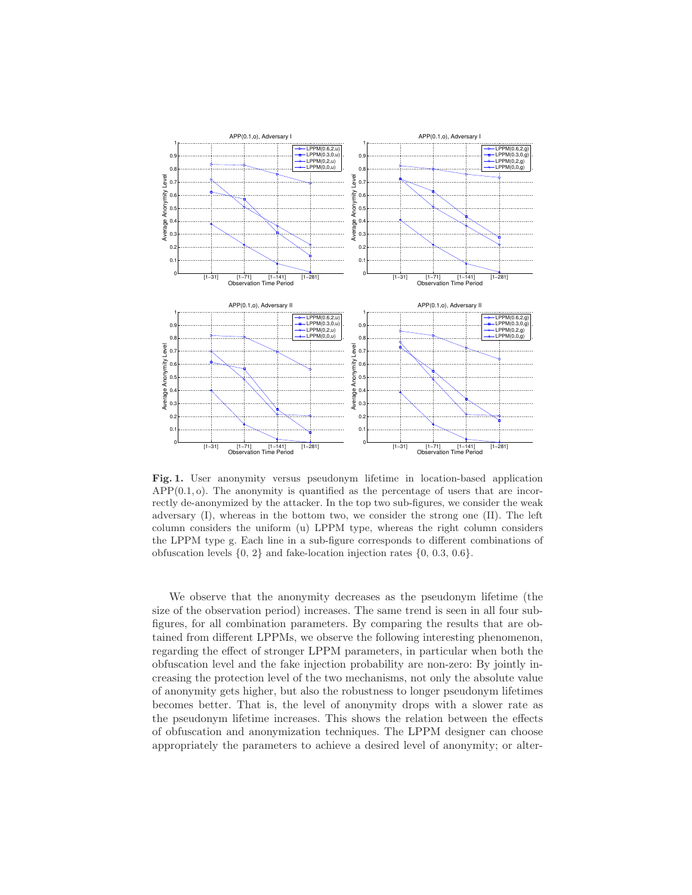**Fig. 1.** User anonymity versus pseudonym lifetime in location-based application APP(0.1, o). The anonymity is quantified as the percentage of users that are incorrectly de-anonymized by the attacker. In the top two sub-figures, we consider the weak adversary (I), whereas in the bottom two, we consider the strong one (II). The left column considers the uniform (u) LPPM type, whereas the right column considers the LPPM type g. Each line in a sub-figure corresponds to different combinations of obfuscation levels {0, 2} and fake-location injection rates {0, 0.3, 0.6}.

We observe that the anonymity decreases as the pseudonym lifetime (the size of the observation period) increases. The same trend is seen in all four sub-figures, for all combination parameters. By comparing the results that are obtained from different LPPMs, we observe the following interesting phenomenon, regarding the effect of stronger LPPM parameters, in particular when both the obfuscation level and the fake injection probability are non-zero: By jointly increasing the protection level of the two mechanisms, not only the absolute value of anonymity gets higher, but also the robustness to longer pseudonym lifetimes becomes better. That is, the level of anonymity drops with a slower rate as the pseudonym lifetime increases. This shows the relation between the effects of obfuscation and anonymization techniques. The LPPM designer can choose appropriately the parameters to achieve a desired level of anonymity; or alter-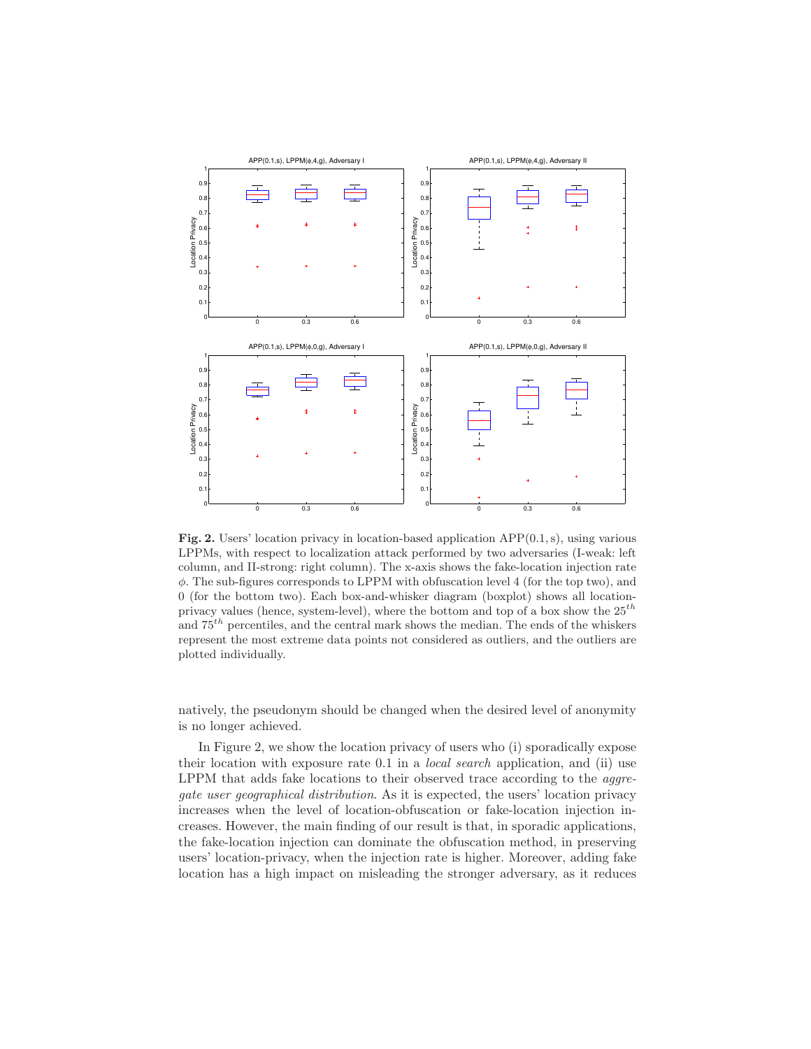**Fig. 2.** Users' location privacy in location-based application APP(0.1, s), using various LPPMs, with respect to localization attack performed by two adversaries (I-weak: left column, and II-strong: right column). The x-axis shows the fake-location injection rate $\phi$. The sub-figures corresponds to LPPM with obfuscation level 4 (for the top two), and 0 (for the bottom two). Each box-and-whisker diagram (boxplot) shows all location-privacy values (hence, system-level), where the bottom and top of a box show the $25^{th}$ and $75^{th}$ percentiles, and the central mark shows the median. The ends of the whiskers represent the most extreme data points not considered as outliers, and the outliers are plotted individually.

natively, the pseudonym should be changed when the desired level of anonymity is no longer achieved.

In Figure 2, we show the location privacy of users who (i) sporadically expose their location with exposure rate 0.1 in a *local search* application, and (ii) use LPPM that adds fake locations to their observed trace according to the *aggregate user geographical distribution*. As it is expected, the users' location privacy increases when the level of location-obfuscation or fake-location injection increases. However, the main finding of our result is that, in sporadic applications, the fake-location injection can dominate the obfuscation method, in preserving users' location-privacy, when the injection rate is higher. Moreover, adding fake location has a high impact on misleading the stronger adversary, as it reduces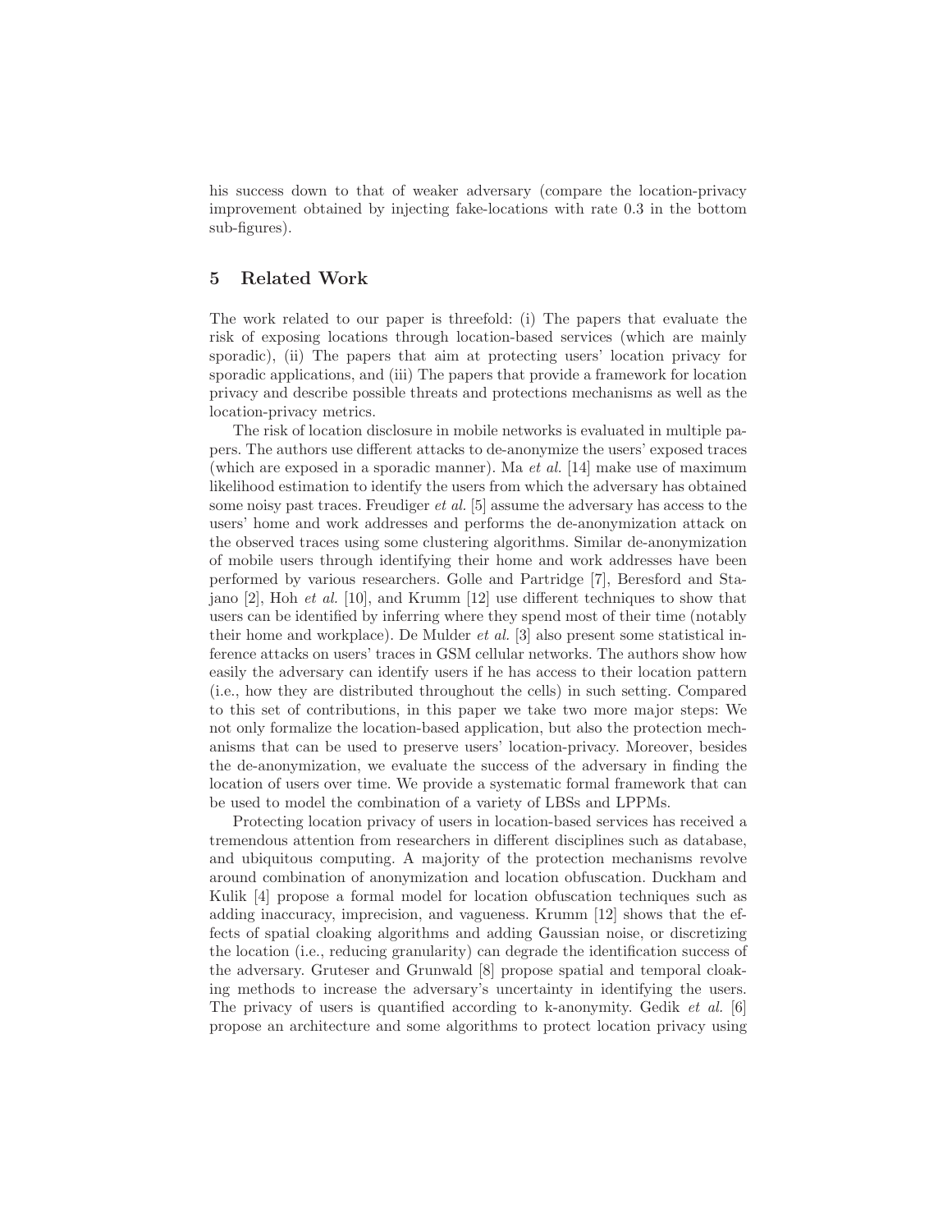his success down to that of weaker adversary (compare the location-privacy improvement obtained by injecting fake-locations with rate 0.3 in the bottom sub-figures).

## 5 Related Work

The work related to our paper is threefold: (i) The papers that evaluate the risk of exposing locations through location-based services (which are mainly sporadic), (ii) The papers that aim at protecting users' location privacy for sporadic applications, and (iii) The papers that provide a framework for location privacy and describe possible threats and protections mechanisms as well as the location-privacy metrics.

The risk of location disclosure in mobile networks is evaluated in multiple papers. The authors use different attacks to de-anonymize the users' exposed traces (which are exposed in a sporadic manner). Ma *et al.* [14] make use of maximum likelihood estimation to identify the users from which the adversary has obtained some noisy past traces. Freudiger *et al.* [5] assume the adversary has access to the users' home and work addresses and performs the de-anonymization attack on the observed traces using some clustering algorithms. Similar de-anonymization of mobile users through identifying their home and work addresses have been performed by various researchers. Golle and Partridge [7], Beresford and Stajano [2], Hoh *et al.* [10], and Krumm [12] use different techniques to show that users can be identified by inferring where they spend most of their time (notably their home and workplace). De Mulder *et al.* [3] also present some statistical inference attacks on users' traces in GSM cellular networks. The authors show how easily the adversary can identify users if he has access to their location pattern (i.e., how they are distributed throughout the cells) in such setting. Compared to this set of contributions, in this paper we take two more major steps: We not only formalize the location-based application, but also the protection mechanisms that can be used to preserve users' location-privacy. Moreover, besides the de-anonymization, we evaluate the success of the adversary in finding the location of users over time. We provide a systematic formal framework that can be used to model the combination of a variety of LBSs and LPPMs.

Protecting location privacy of users in location-based services has received a tremendous attention from researchers in different disciplines such as database, and ubiquitous computing. A majority of the protection mechanisms revolve around combination of anonymization and location obfuscation. Duckham and Kulik [4] propose a formal model for location obfuscation techniques such as adding inaccuracy, imprecision, and vagueness. Krumm [12] shows that the effects of spatial cloaking algorithms and adding Gaussian noise, or discretizing the location (i.e., reducing granularity) can degrade the identification success of the adversary. Gruteser and Grunwald [8] propose spatial and temporal cloaking methods to increase the adversary's uncertainty in identifying the users. The privacy of users is quantified according to k-anonymity. Gedik *et al.* [6] propose an architecture and some algorithms to protect location privacy using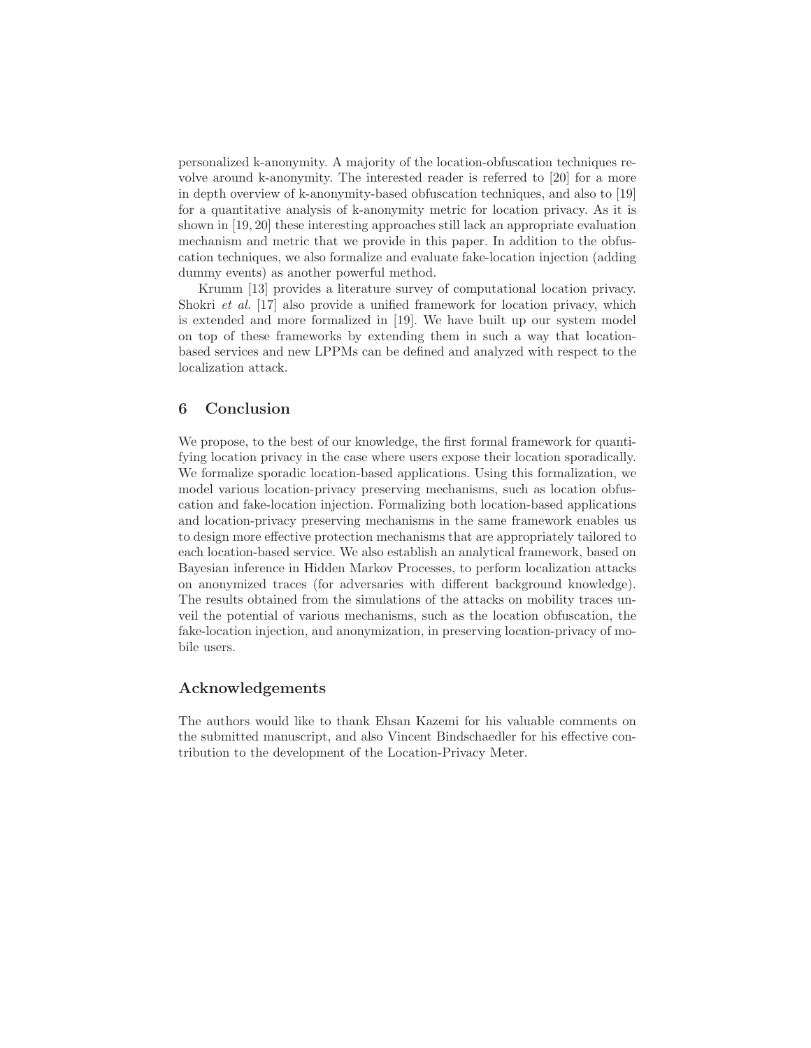personalized k-anonymity. A majority of the location-obfuscation techniques revolve around k-anonymity. The interested reader is referred to [20] for a more in depth overview of k-anonymity-based obfuscation techniques, and also to [19] for a quantitative analysis of k-anonymity metric for location privacy. As it is shown in [19, 20] these interesting approaches still lack an appropriate evaluation mechanism and metric that we provide in this paper. In addition to the obfuscation techniques, we also formalize and evaluate fake-location injection (adding dummy events) as another powerful method.

Krumm [13] provides a literature survey of computational location privacy. Shokri *et al.* [17] also provide a unified framework for location privacy, which is extended and more formalized in [19]. We have built up our system model on top of these frameworks by extending them in such a way that location-based services and new LPPMs can be defined and analyzed with respect to the localization attack.

## 6 Conclusion

We propose, to the best of our knowledge, the first formal framework for quantifying location privacy in the case where users expose their location sporadically. We formalize sporadic location-based applications. Using this formalization, we model various location-privacy preserving mechanisms, such as location obfuscation and fake-location injection. Formalizing both location-based applications and location-privacy preserving mechanisms in the same framework enables us to design more effective protection mechanisms that are appropriately tailored to each location-based service. We also establish an analytical framework, based on Bayesian inference in Hidden Markov Processes, to perform localization attacks on anonymized traces (for adversaries with different background knowledge). The results obtained from the simulations of the attacks on mobility traces unveil the potential of various mechanisms, such as the location obfuscation, the fake-location injection, and anonymization, in preserving location-privacy of mobile users.

## Acknowledgements

The authors would like to thank Ehsan Kazemi for his valuable comments on the submitted manuscript, and also Vincent Bindschaedler for his effective contribution to the development of the Location-Privacy Meter.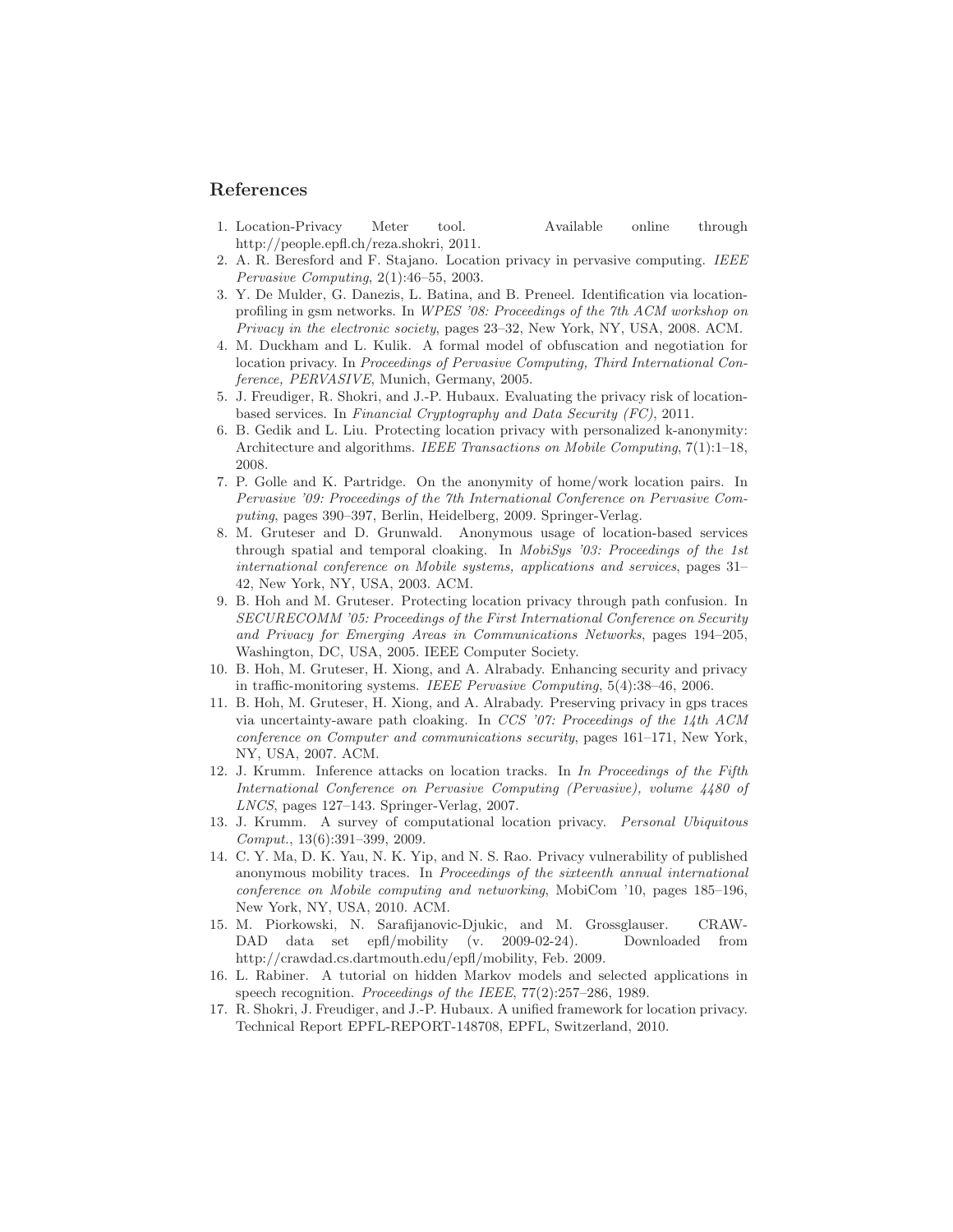## References

1. Location-Privacy Meter tool. Available online through http://people.epfl.ch/reza.shokri, 2011.
2. A. R. Beresford and F. Stajano. Location privacy in pervasive computing. *IEEE Pervasive Computing*, 2(1):46–55, 2003.
3. Y. De Mulder, G. Danezis, L. Batina, and B. Preneel. Identification via location-profiling in gsm networks. In *WPES '08: Proceedings of the 7th ACM workshop on Privacy in the electronic society*, pages 23–32, New York, NY, USA, 2008. ACM.
4. M. Duckham and L. Kulik. A formal model of obfuscation and negotiation for location privacy. In *Proceedings of Pervasive Computing, Third International Conference, PERVASIVE*, Munich, Germany, 2005.
5. J. Freudiger, R. Shokri, and J.-P. Hubaux. Evaluating the privacy risk of location-based services. In *Financial Cryptography and Data Security (FC)*, 2011.
6. B. Gedik and L. Liu. Protecting location privacy with personalized k-anonymity: Architecture and algorithms. *IEEE Transactions on Mobile Computing*, 7(1):1–18, 2008.
7. P. Golle and K. Partridge. On the anonymity of home/work location pairs. In *Pervasive '09: Proceedings of the 7th International Conference on Pervasive Computing*, pages 390–397, Berlin, Heidelberg, 2009. Springer-Verlag.
8. M. Gruteser and D. Grunwald. Anonymous usage of location-based services through spatial and temporal cloaking. In *MobiSys '03: Proceedings of the 1st international conference on Mobile systems, applications and services*, pages 31–42, New York, NY, USA, 2003. ACM.
9. B. Hoh and M. Gruteser. Protecting location privacy through path confusion. In *SECURECOMM '05: Proceedings of the First International Conference on Security and Privacy for Emerging Areas in Communications Networks*, pages 194–205, Washington, DC, USA, 2005. IEEE Computer Society.
10. B. Hoh, M. Gruteser, H. Xiong, and A. Alrabady. Enhancing security and privacy in traffic-monitoring systems. *IEEE Pervasive Computing*, 5(4):38–46, 2006.
11. B. Hoh, M. Gruteser, H. Xiong, and A. Alrabady. Preserving privacy in gps traces via uncertainty-aware path cloaking. In *CCS '07: Proceedings of the 14th ACM conference on Computer and communications security*, pages 161–171, New York, NY, USA, 2007. ACM.
12. J. Krumm. Inference attacks on location tracks. In *In Proceedings of the Fifth International Conference on Pervasive Computing (Pervasive), volume 4480 of LNCS*, pages 127–143. Springer-Verlag, 2007.
13. J. Krumm. A survey of computational location privacy. *Personal Ubiquitous Comput.*, 13(6):391–399, 2009.
14. C. Y. Ma, D. K. Yau, N. K. Yip, and N. S. Rao. Privacy vulnerability of published anonymous mobility traces. In *Proceedings of the sixteenth annual international conference on Mobile computing and networking*, MobiCom '10, pages 185–196, New York, NY, USA, 2010. ACM.
15. M. Piorkowski, N. Sarafijanovic-Djukic, and M. Grossglauser. CRAWDAD data set epfl/mobility (v. 2009-02-24). Downloaded from http://crawdad.cs.dartmouth.edu/epfl/mobility, Feb. 2009.
16. L. Rabiner. A tutorial on hidden Markov models and selected applications in speech recognition. *Proceedings of the IEEE*, 77(2):257–286, 1989.
17. R. Shokri, J. Freudiger, and J.-P. Hubaux. A unified framework for location privacy. Technical Report EPFL-REPORT-148708, EPFL, Switzerland, 2010.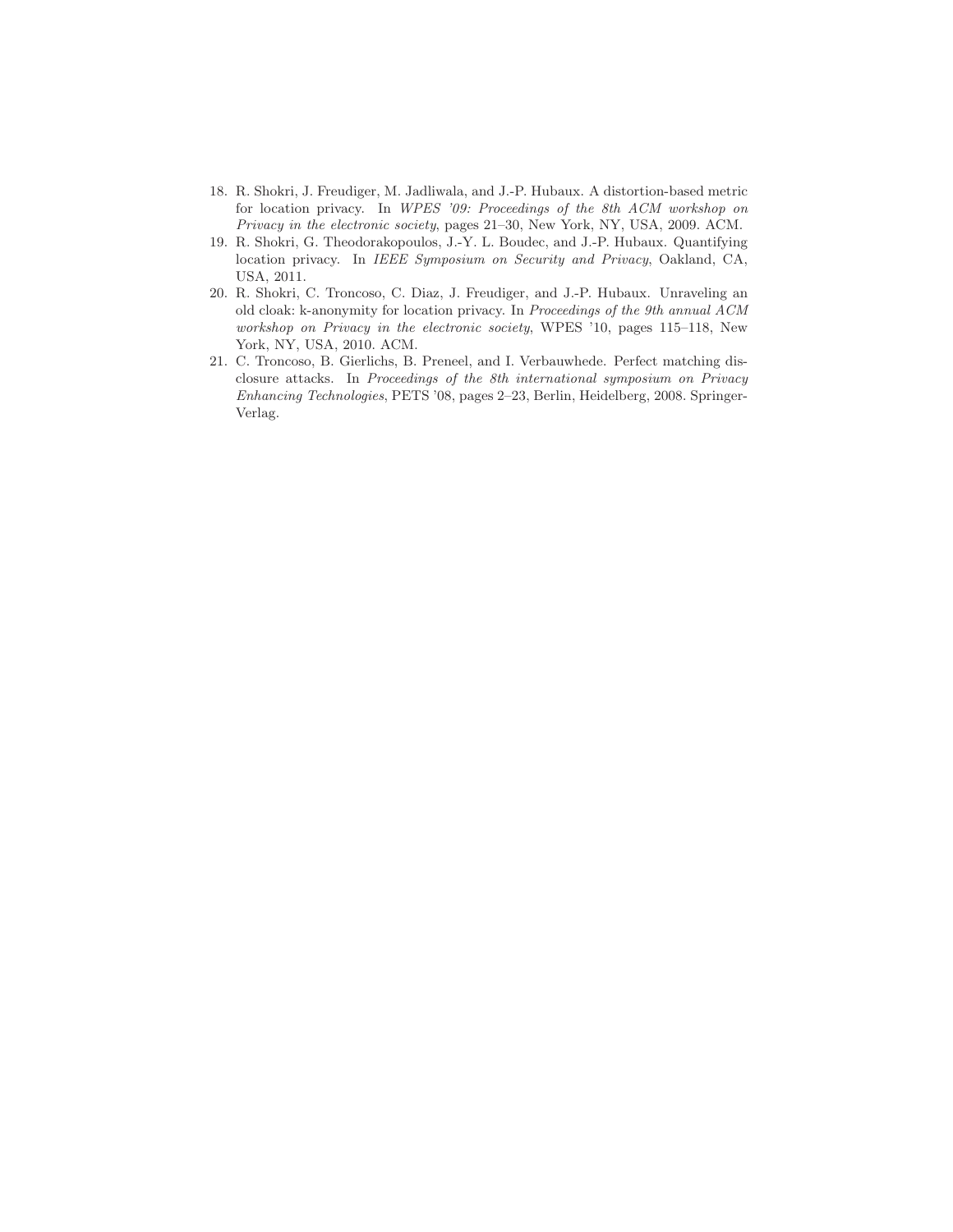18. R. Shokri, J. Freudiger, M. Jadliwala, and J.-P. Hubaux. A distortion-based metric for location privacy. In *WPES '09: Proceedings of the 8th ACM workshop on Privacy in the electronic society*, pages 21–30, New York, NY, USA, 2009. ACM.
19. R. Shokri, G. Theodorakopoulos, J.-Y. L. Boudec, and J.-P. Hubaux. Quantifying location privacy. In *IEEE Symposium on Security and Privacy*, Oakland, CA, USA, 2011.
20. R. Shokri, C. Troncoso, C. Diaz, J. Freudiger, and J.-P. Hubaux. Unraveling an old cloak: k-anonymity for location privacy. In *Proceedings of the 9th annual ACM workshop on Privacy in the electronic society*, WPES '10, pages 115–118, New York, NY, USA, 2010. ACM.
21. C. Troncoso, B. Gierlichs, B. Preneel, and I. Verbauwhede. Perfect matching disclosure attacks. In *Proceedings of the 8th international symposium on Privacy Enhancing Technologies*, PETS '08, pages 2–23, Berlin, Heidelberg, 2008. Springer-Verlag.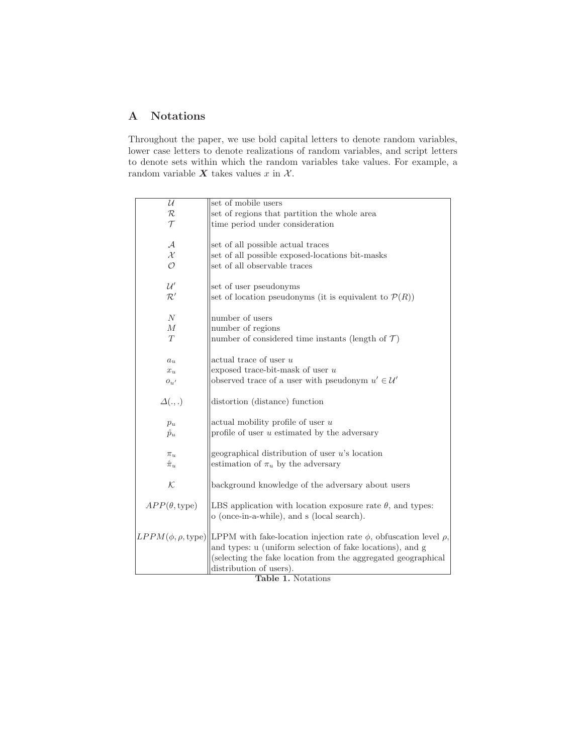## A Notations

Throughout the paper, we use bold capital letters to denote random variables, lower case letters to denote realizations of random variables, and script letters to denote sets within which the random variables take values. For example, a random variable $\boldsymbol{X}$ takes values $x$ in $\mathcal{X}$.

| | |
|---|---|
| $\mathcal{U}$ | set of mobile users |
| $\mathcal{R}$ | set of regions that partition the whole area |
| $\mathcal{T}$ | time period under consideration |
| $\mathcal{A}$ | set of all possible actual traces |
| $\mathcal{X}$ | set of all possible exposed-locations bit-masks |
| $\mathcal{O}$ | set of all observable traces |
| $\mathcal{U}'$ | set of user pseudonyms |
| $\mathcal{R}'$ | set of location pseudonyms (it is equivalent to $\mathcal{P}(R)$) |
| $N$ | number of users |
| $M$ | number of regions |
| $T$ | number of considered time instants (length of $\mathcal{T}$) |
| $a_u$ | actual trace of user $u$ |
| $x_u$ | exposed trace-bit-mask of user $u$ |
| $o_{u'}$ | observed trace of a user with pseudonym $u' \in \mathcal{U}'$ |
| $\Delta(.,.)$ | distortion (distance) function |
| $p_u$ | actual mobility profile of user $u$ |
| $\hat{p}_u$ | profile of user $u$ estimated by the adversary |
| $\pi_u$ | geographical distribution of user $u$'s location |
| $\hat{\pi}_u$ | estimation of $\pi_u$ by the adversary |
| $\mathcal{K}$ | background knowledge of the adversary about users |
| $APP(\theta, \text{type})$ | LBS application with location exposure rate $\theta$, and types: o (once-in-a-while), and s (local search). |
| $LPPM(\phi, \rho, \text{type})$ | LPPM with fake-location injection rate $\phi$, obfuscation level $\rho$, and types: u (uniform selection of fake locations), and g (selecting the fake location from the aggregated geographical distribution of users). |

**Table 1.** Notations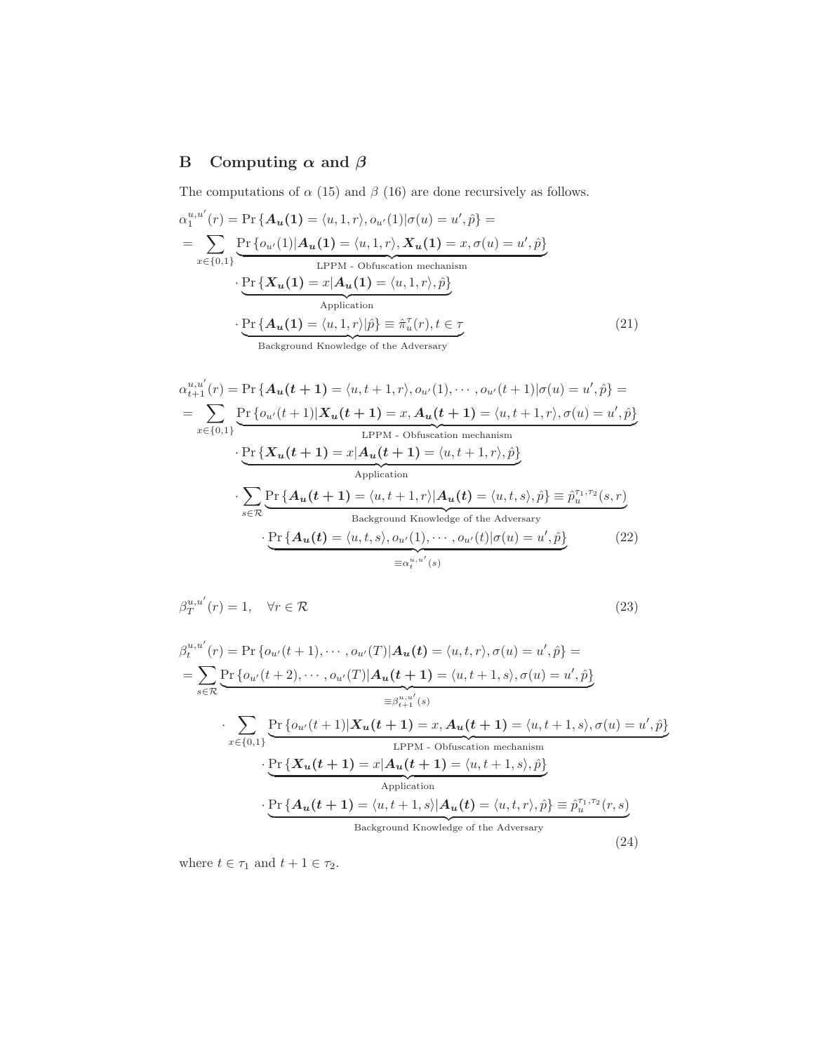## B Computing $\alpha$ and $\beta$

The computations of $\alpha$ (15) and $\beta$ (16) are done recursively as follows.

$$
\begin{aligned}
\alpha_1^{u,u'}(r) &= \Pr\left\{\boldsymbol{A_u(1)} = \langle u, 1, r\rangle, o_{u'}(1) | \sigma(u) = u', \hat{p}\right\} = \\
&= \sum_{x\in\{0,1\}} \underbrace{\Pr\left\{o_{u'}(1) | \boldsymbol{A_u(1)} = \langle u, 1, r\rangle, \boldsymbol{X_u(1)} = x, \sigma(u) = u', \hat{p}\right\}}_{\text{LPPM - Obfuscation mechanism}} \\
&\qquad \cdot \underbrace{\Pr\left\{\boldsymbol{X_u(1)} = x | \boldsymbol{A_u(1)} = \langle u, 1, r\rangle, \hat{p}\right\}}_{\text{Application}} \\
&\qquad \cdot \underbrace{\Pr\left\{\boldsymbol{A_u(1)} = \langle u, 1, r\rangle | \hat{p}\right\} \equiv \hat{\pi}_u^{\tau}(r), t \in \tau}_{\text{Background Knowledge of the Adversary}}
\end{aligned}
\tag{21}
$$

$$
\begin{aligned}
\alpha_{t+1}^{u,u'}(r) &= \Pr\left\{\boldsymbol{A_u(t+1)} = \langle u, t+1, r\rangle, o_{u'}(1), \cdots, o_{u'}(t+1) | \sigma(u) = u', \hat{p}\right\} = \\
&= \sum_{x\in\{0,1\}} \underbrace{\Pr\left\{o_{u'}(t+1) | \boldsymbol{X_u(t+1)} = x, \boldsymbol{A_u(t+1)} = \langle u, t+1, r\rangle, \sigma(u) = u', \hat{p}\right\}}_{\text{LPPM - Obfuscation mechanism}} \\
&\qquad \cdot \underbrace{\Pr\left\{\boldsymbol{X_u(t+1)} = x | \boldsymbol{A_u(t+1)} = \langle u, t+1, r\rangle, \hat{p}\right\}}_{\text{Application}} \\
&\qquad \cdot \sum_{s\in\mathcal{R}} \underbrace{\Pr\left\{\boldsymbol{A_u(t+1)} = \langle u, t+1, r\rangle | \boldsymbol{A_u(t)} = \langle u, t, s\rangle, \hat{p}\right\} \equiv \hat{p}_u^{\tau_1,\tau_2}(s, r)}_{\text{Background Knowledge of the Adversary}} \\
&\qquad\qquad \cdot \underbrace{\Pr\left\{\boldsymbol{A_u(t)} = \langle u, t, s\rangle, o_{u'}(1), \cdots, o_{u'}(t) | \sigma(u) = u', \hat{p}\right\}}_{\equiv \alpha_t^{u,u'}(s)}
\end{aligned}
\tag{22}
$$

$$
\beta_T^{u,u'}(r) = 1, \quad \forall r \in \mathcal{R} \tag{23}
$$

$$
\begin{aligned}
\beta_t^{u,u'}(r) &= \Pr\left\{o_{u'}(t+1), \cdots, o_{u'}(T) | \boldsymbol{A_u(t)} = \langle u, t, r\rangle, \sigma(u) = u', \hat{p}\right\} = \\
&= \sum_{s\in\mathcal{R}} \underbrace{\Pr\left\{o_{u'}(t+2), \cdots, o_{u'}(T) | \boldsymbol{A_u(t+1)} = \langle u, t+1, s\rangle, \sigma(u) = u', \hat{p}\right\}}_{\equiv \beta_{t+1}^{u,u'}(s)} \\
&\qquad \cdot \sum_{x\in\{0,1\}} \underbrace{\Pr\left\{o_{u'}(t+1) | \boldsymbol{X_u(t+1)} = x, \boldsymbol{A_u(t+1)} = \langle u, t+1, s\rangle, \sigma(u) = u', \hat{p}\right\}}_{\text{LPPM - Obfuscation mechanism}} \\
&\qquad\qquad \cdot \underbrace{\Pr\left\{\boldsymbol{X_u(t+1)} = x | \boldsymbol{A_u(t+1)} = \langle u, t+1, s\rangle, \hat{p}\right\}}_{\text{Application}} \\
&\qquad\qquad \cdot \underbrace{\Pr\left\{\boldsymbol{A_u(t+1)} = \langle u, t+1, s\rangle | \boldsymbol{A_u(t)} = \langle u, t, r\rangle, \hat{p}\right\} \equiv \hat{p}_u^{\tau_1,\tau_2}(r, s)}_{\text{Background Knowledge of the Adversary}}
\end{aligned}
\tag{24}
$$

where $t \in \tau_1$ and $t + 1 \in \tau_2$.